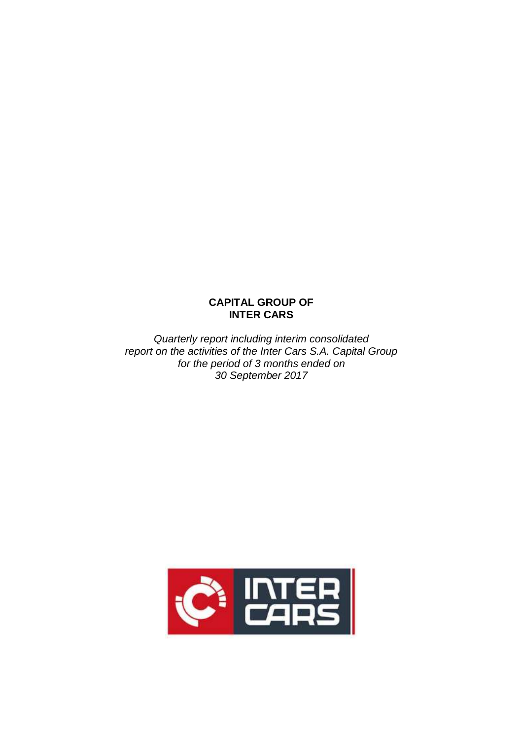**CAPITAL GROUP OF INTER CARS**

*Quarterly report including interim consolidated report on the activities of the Inter Cars S.A. Capital Group for the period of 3 months ended on 30 September 2017*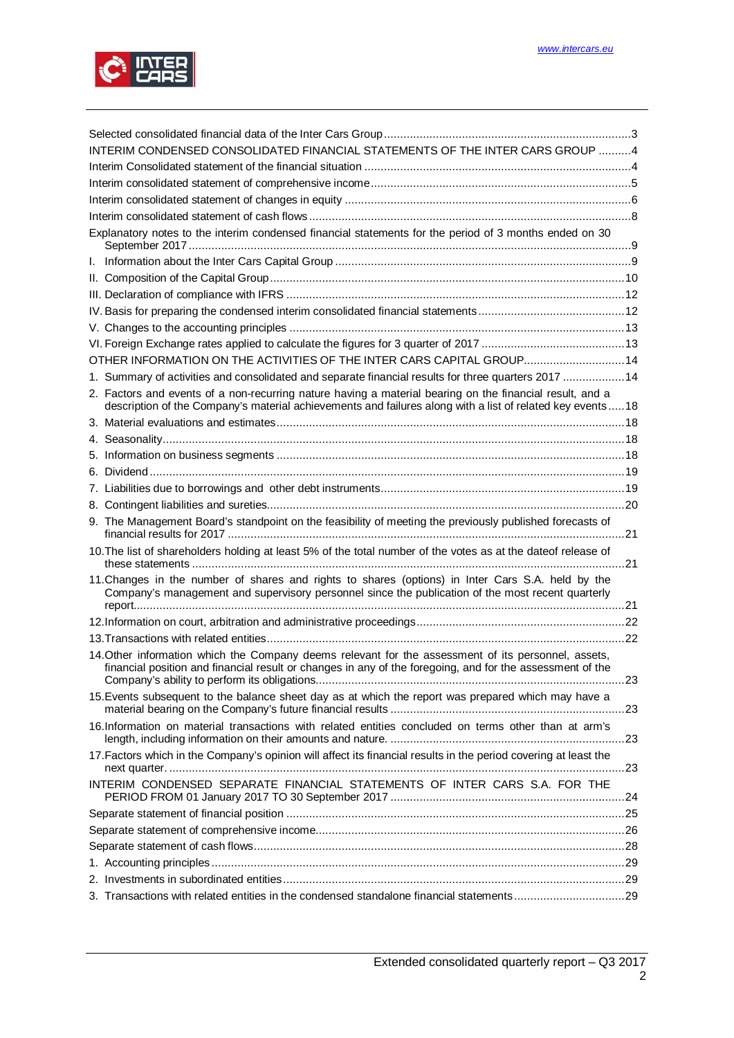Selected consolidated financial data of the Inter Cars Group ....................................................................3

INTERIM CONDENSED CONSOLIDATED FINANCIAL STATEMENTS OF THE INTER CARS GROUP ..........4

Interim Consolidated statement of the financial situation ..........................................................................4

Interim consolidated statement of comprehensive income ........................................................................5

Interim consolidated statement of changes in equity ................................................................................6

Interim consolidated statement of cash flows ...........................................................................................8

Explanatory notes to the interim condensed financial statements for the period of 3 months ended on 30 September 2017 ..........................................................................................................................9

I. Information about the Inter Cars Capital Group ..................................................................................9

II. Composition of the Capital Group .....................................................................................................10

III. Declaration of compliance with IFRS ...............................................................................................12

IV. Basis for preparing the condensed interim consolidated financial statements ....................................12

V. Changes to the accounting principles ...............................................................................................13

VI. Foreign Exchange rates applied to calculate the figures for 3 quarter of 2017 ...................................13

OTHER INFORMATION ON THE ACTIVITIES OF THE INTER CARS CAPITAL GROUP...............................14

1. Summary of activities and consolidated and separate financial results for three quarters 2017 ..................14

2. Factors and events of a non-recurring nature having a material bearing on the financial result, and a description of the Company's material achievements and failures along with a list of related key events .....18

3. Material evaluations and estimates ...................................................................................................18

4. Seasonality......................................................................................................................................18

5. Information on business segments ...................................................................................................18

6. Dividend .........................................................................................................................................19

7. Liabilities due to borrowings and other debt instruments ....................................................................19

8. Contingent liabilities and sureties......................................................................................................20

9. The Management Board's standpoint on the feasibility of meeting the previously published forecasts of financial results for 2017 ..................................................................................................................21

10. The list of shareholders holding at least 5% of the total number of the votes as at the dateof release of these statements ...........................................................................................................................21

11. Changes in the number of shares and rights to shares (options) in Inter Cars S.A. held by the Company's management and supervisory personnel since the publication of the most recent quarterly report.................................................................................................................................................21

12. Information on court, arbitration and administrative proceedings .......................................................22

13. Transactions with related entities ....................................................................................................22

14. Other information which the Company deems relevant for the assessment of its personnel, assets, financial position and financial result or changes in any of the foregoing, and for the assessment of the Company's ability to perform its obligations.............................................................................................23

15. Events subsequent to the balance sheet day as at which the report was prepared which may have a material bearing on the Company's future financial results ........................................................................23

16. Information on material transactions with related entities concluded on terms other than at arm's length, including information on their amounts and nature. .........................................................................23

17. Factors which in the Company's opinion will affect its financial results in the period covering at least the next quarter. ..........................................................................................................................................23

INTERIM CONDENSED SEPARATE FINANCIAL STATEMENTS OF INTER CARS S.A. FOR THE PERIOD FROM 01 January 2017 TO 30 September 2017 .......................................................................24

Separate statement of financial position ................................................................................................25

Separate statement of comprehensive income.......................................................................................26

Separate statement of cash flows .........................................................................................................28

1. Accounting principles .....................................................................................................................29

2. Investments in subordinated entities ................................................................................................29

3. Transactions with related entities in the condensed standalone financial statements ..................................29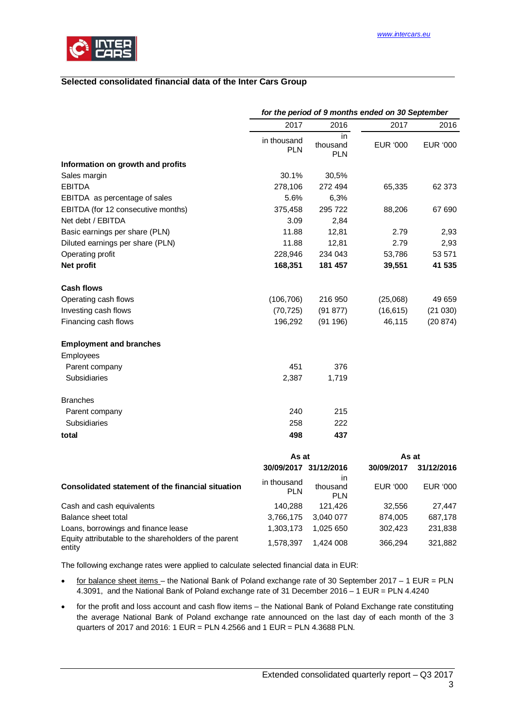## Selected consolidated financial data of the Inter Cars Group

| | *for the period of 9 months ended on 30 September* | | | |
|---|---|---|---|---|
| | 2017 | 2016 | 2017 | 2016 |
| | in thousand PLN | in thousand PLN | EUR '000 | EUR '000 |
| **Information on growth and profits** | | | | |
| Sales margin | 30.1% | 30,5% | | |
| EBITDA | 278,106 | 272 494 | 65,335 | 62 373 |
| EBITDA as percentage of sales | 5.6% | 6,3% | | |
| EBITDA (for 12 consecutive months) | 375,458 | 295 722 | 88,206 | 67 690 |
| Net debt / EBITDA | 3.09 | 2,84 | | |
| Basic earnings per share (PLN) | 11.88 | 12,81 | 2.79 | 2,93 |
| Diluted earnings per share (PLN) | 11.88 | 12,81 | 2.79 | 2,93 |
| Operating profit | 228,946 | 234 043 | 53,786 | 53 571 |
| **Net profit** | **168,351** | **181 457** | **39,551** | **41 535** |
| | | | | |
| **Cash flows** | | | | |
| Operating cash flows | (106,706) | 216 950 | (25,068) | 49 659 |
| Investing cash flows | (70,725) | (91 877) | (16,615) | (21 030) |
| Financing cash flows | 196,292 | (91 196) | 46,115 | (20 874) |
| | | | | |
| **Employment and branches** | | | | |
| Employees | | | | |
| Parent company | 451 | 376 | | |
| Subsidiaries | 2,387 | 1,719 | | |
| | | | | |
| Branches | | | | |
| Parent company | 240 | 215 | | |
| Subsidiaries | 258 | 222 | | |
| **total** | **498** | **437** | | |

| | As at | | As at | |
|---|---|---|---|---|
| | **30/09/2017** | **31/12/2016** | **30/09/2017** | **31/12/2016** |
| **Consolidated statement of the financial situation** | in thousand PLN | in thousand PLN | EUR '000 | EUR '000 |
| Cash and cash equivalents | 140,288 | 121,426 | 32,556 | 27,447 |
| Balance sheet total | 3,766,175 | 3,040 077 | 874,005 | 687,178 |
| Loans, borrowings and finance lease | 1,303,173 | 1,025 650 | 302,423 | 231,838 |
| Equity attributable to the shareholders of the parent entity | 1,578,397 | 1,424 008 | 366,294 | 321,882 |

The following exchange rates were applied to calculate selected financial data in EUR:

- for balance sheet items – the National Bank of Poland exchange rate of 30 September 2017 – 1 EUR = PLN 4.3091, and the National Bank of Poland exchange rate of 31 December 2016 – 1 EUR = PLN 4.4240
- for the profit and loss account and cash flow items – the National Bank of Poland Exchange rate constituting the average National Bank of Poland exchange rate announced on the last day of each month of the 3 quarters of 2017 and 2016: 1 EUR = PLN 4.2566 and 1 EUR = PLN 4.3688 PLN.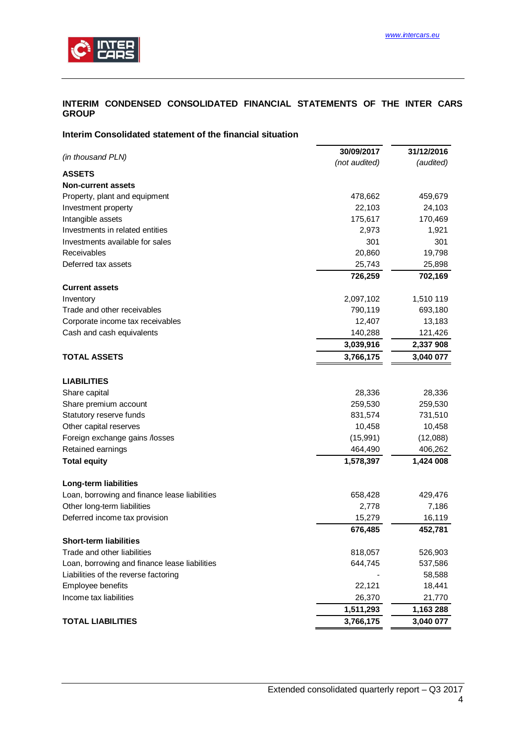## INTERIM CONDENSED CONSOLIDATED FINANCIAL STATEMENTS OF THE INTER CARS GROUP

### Interim Consolidated statement of the financial situation

| *(in thousand PLN)* | 30/09/2017 *(not audited)* | 31/12/2016 *(audited)* |
|---|---|---|
| **ASSETS** | | |
| **Non-current assets** | | |
| Property, plant and equipment | 478,662 | 459,679 |
| Investment property | 22,103 | 24,103 |
| Intangible assets | 175,617 | 170,469 |
| Investments in related entities | 2,973 | 1,921 |
| Investments available for sales | 301 | 301 |
| Receivables | 20,860 | 19,798 |
| Deferred tax assets | 25,743 | 25,898 |
| | **726,259** | **702,169** |
| **Current assets** | | |
| Inventory | 2,097,102 | 1,510 119 |
| Trade and other receivables | 790,119 | 693,180 |
| Corporate income tax receivables | 12,407 | 13,183 |
| Cash and cash equivalents | 140,288 | 121,426 |
| | **3,039,916** | **2,337 908** |
| **TOTAL ASSETS** | **3,766,175** | **3,040 077** |
| | | |
| **LIABILITIES** | | |
| Share capital | 28,336 | 28,336 |
| Share premium account | 259,530 | 259,530 |
| Statutory reserve funds | 831,574 | 731,510 |
| Other capital reserves | 10,458 | 10,458 |
| Foreign exchange gains /losses | (15,991) | (12,088) |
| Retained earnings | 464,490 | 406,262 |
| **Total equity** | **1,578,397** | **1,424 008** |
| | | |
| **Long-term liabilities** | | |
| Loan, borrowing and finance lease liabilities | 658,428 | 429,476 |
| Other long-term liabilities | 2,778 | 7,186 |
| Deferred income tax provision | 15,279 | 16,119 |
| | **676,485** | **452,781** |
| **Short-term liabilities** | | |
| Trade and other liabilities | 818,057 | 526,903 |
| Loan, borrowing and finance lease liabilities | 644,745 | 537,586 |
| Liabilities of the reverse factoring | - | 58,588 |
| Employee benefits | 22,121 | 18,441 |
| Income tax liabilities | 26,370 | 21,770 |
| | **1,511,293** | **1,163 288** |
| **TOTAL LIABILITIES** | **3,766,175** | **3,040 077** |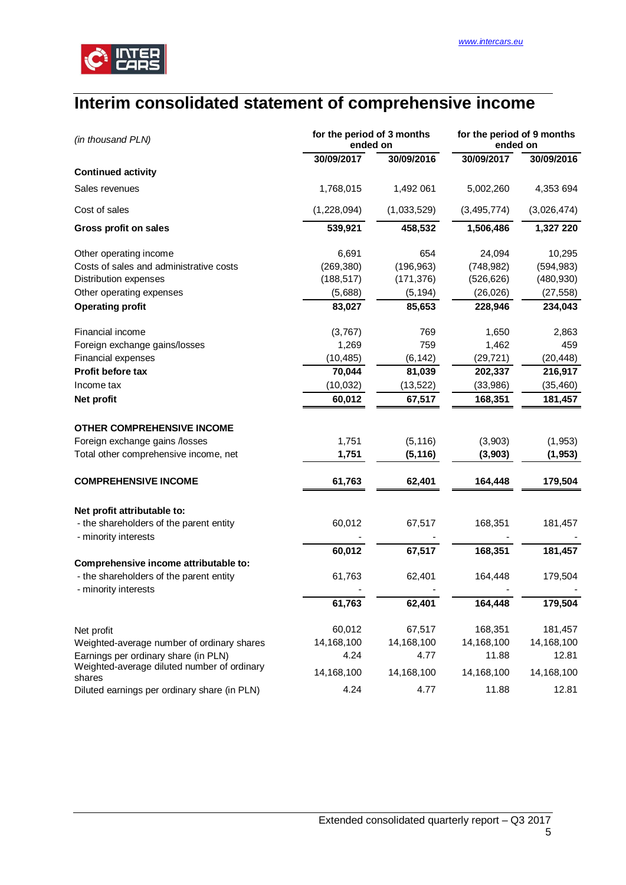# Interim consolidated statement of comprehensive income

| *(in thousand PLN)* | for the period of 3 months ended on | | for the period of 9 months ended on | |
|---|---|---|---|---|
| | 30/09/2017 | 30/09/2016 | 30/09/2017 | 30/09/2016 |
| **Continued activity** | | | | |
| Sales revenues | 1,768,015 | 1,492 061 | 5,002,260 | 4,353 694 |
| Cost of sales | (1,228,094) | (1,033,529) | (3,495,774) | (3,026,474) |
| **Gross profit on sales** | **539,921** | **458,532** | **1,506,486** | **1,327 220** |
| Other operating income | 6,691 | 654 | 24,094 | 10,295 |
| Costs of sales and administrative costs | (269,380) | (196,963) | (748,982) | (594,983) |
| Distribution expenses | (188,517) | (171,376) | (526,626) | (480,930) |
| Other operating expenses | (5,688) | (5,194) | (26,026) | (27,558) |
| **Operating profit** | **83,027** | **85,653** | **228,946** | **234,043** |
| Financial income | (3,767) | 769 | 1,650 | 2,863 |
| Foreign exchange gains/losses | 1,269 | 759 | 1,462 | 459 |
| Financial expenses | (10,485) | (6,142) | (29,721) | (20,448) |
| **Profit before tax** | **70,044** | **81,039** | **202,337** | **216,917** |
| Income tax | (10,032) | (13,522) | (33,986) | (35,460) |
| **Net profit** | **60,012** | **67,517** | **168,351** | **181,457** |
| **OTHER COMPREHENSIVE INCOME** | | | | |
| Foreign exchange gains /losses | 1,751 | (5,116) | (3,903) | (1,953) |
| Total other comprehensive income, net | **1,751** | **(5,116)** | **(3,903)** | **(1,953)** |
| **COMPREHENSIVE INCOME** | **61,763** | **62,401** | **164,448** | **179,504** |
| **Net profit attributable to:** | | | | |
| - the shareholders of the parent entity | 60,012 | 67,517 | 168,351 | 181,457 |
| - minority interests | - | - | - | - |
| | **60,012** | **67,517** | **168,351** | **181,457** |
| **Comprehensive income attributable to:** | | | | |
| - the shareholders of the parent entity | 61,763 | 62,401 | 164,448 | 179,504 |
| - minority interests | - | - | - | - |
| | **61,763** | **62,401** | **164,448** | **179,504** |
| Net profit | 60,012 | 67,517 | 168,351 | 181,457 |
| Weighted-average number of ordinary shares | 14,168,100 | 14,168,100 | 14,168,100 | 14,168,100 |
| Earnings per ordinary share (in PLN) | 4.24 | 4.77 | 11.88 | 12.81 |
| Weighted-average diluted number of ordinary shares | 14,168,100 | 14,168,100 | 14,168,100 | 14,168,100 |
| Diluted earnings per ordinary share (in PLN) | 4.24 | 4.77 | 11.88 | 12.81 |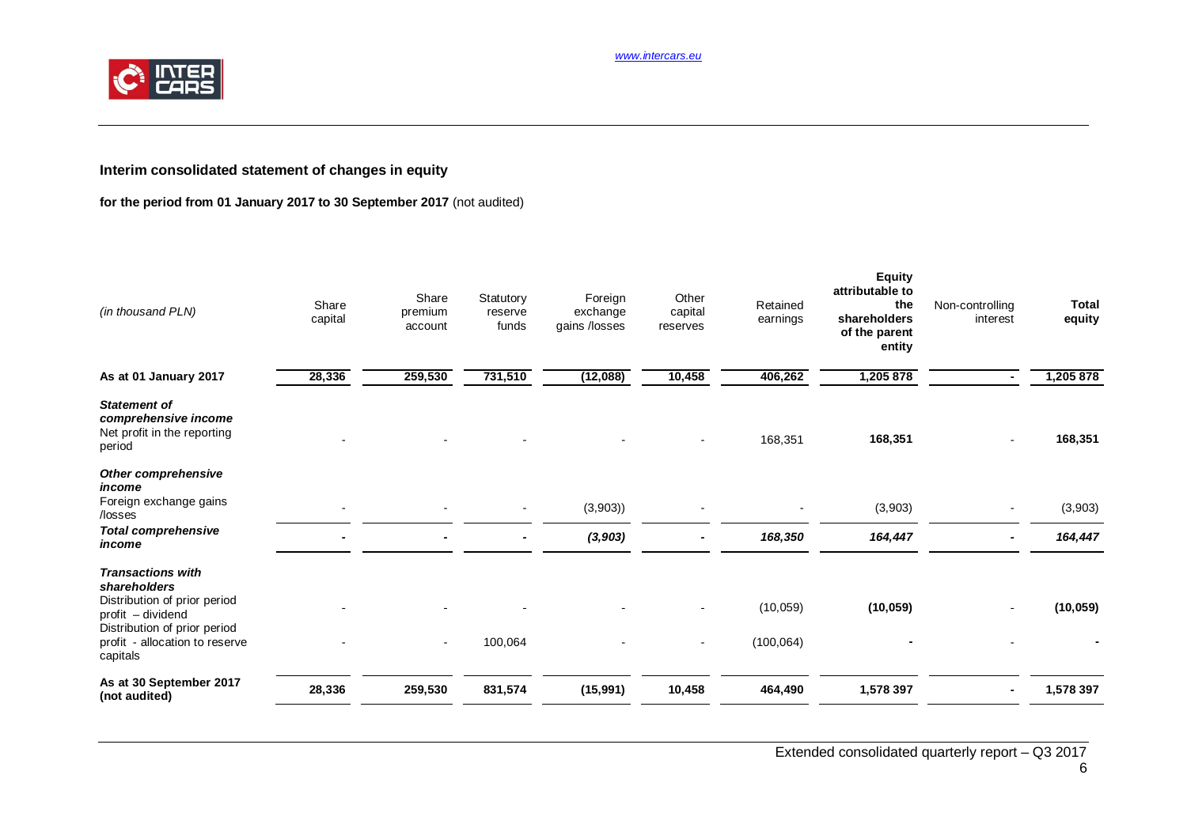## Interim consolidated statement of changes in equity

**for the period from 01 January 2017 to 30 September 2017** (not audited)

| *(in thousand PLN)* | Share capital | Share premium account | Statutory reserve funds | Foreign exchange gains /losses | Other capital reserves | Retained earnings | **Equity attributable to the shareholders of the parent entity** | Non-controlling interest | **Total equity** |
|---|---|---|---|---|---|---|---|---|---|
| **As at 01 January 2017** | **28,336** | **259,530** | **731,510** | **(12,088)** | **10,458** | **406,262** | **1,205 878** | **-** | **1,205 878** |
| ***Statement of comprehensive income*** | | | | | | | | | |
| Net profit in the reporting period | - | - | - | - | - | 168,351 | **168,351** | - | **168,351** |
| ***Other comprehensive income*** | | | | | | | | | |
| Foreign exchange gains /losses | - | - | - | (3,903)) | - | - | (3,903) | - | (3,903) |
| ***Total comprehensive income*** | **-** | **-** | **-** | ***(3,903)*** | **-** | ***168,350*** | ***164,447*** | **-** | ***164,447*** |
| ***Transactions with shareholders*** | | | | | | | | | |
| Distribution of prior period profit – dividend | - | - | - | - | - | (10,059) | **(10,059)** | - | **(10,059)** |
| Distribution of prior period profit - allocation to reserve capitals | - | - | 100,064 | - | - | (100,064) | **-** | - | **-** |
| **As at 30 September 2017 (not audited)** | **28,336** | **259,530** | **831,574** | **(15,991)** | **10,458** | **464,490** | **1,578 397** | **-** | **1,578 397** |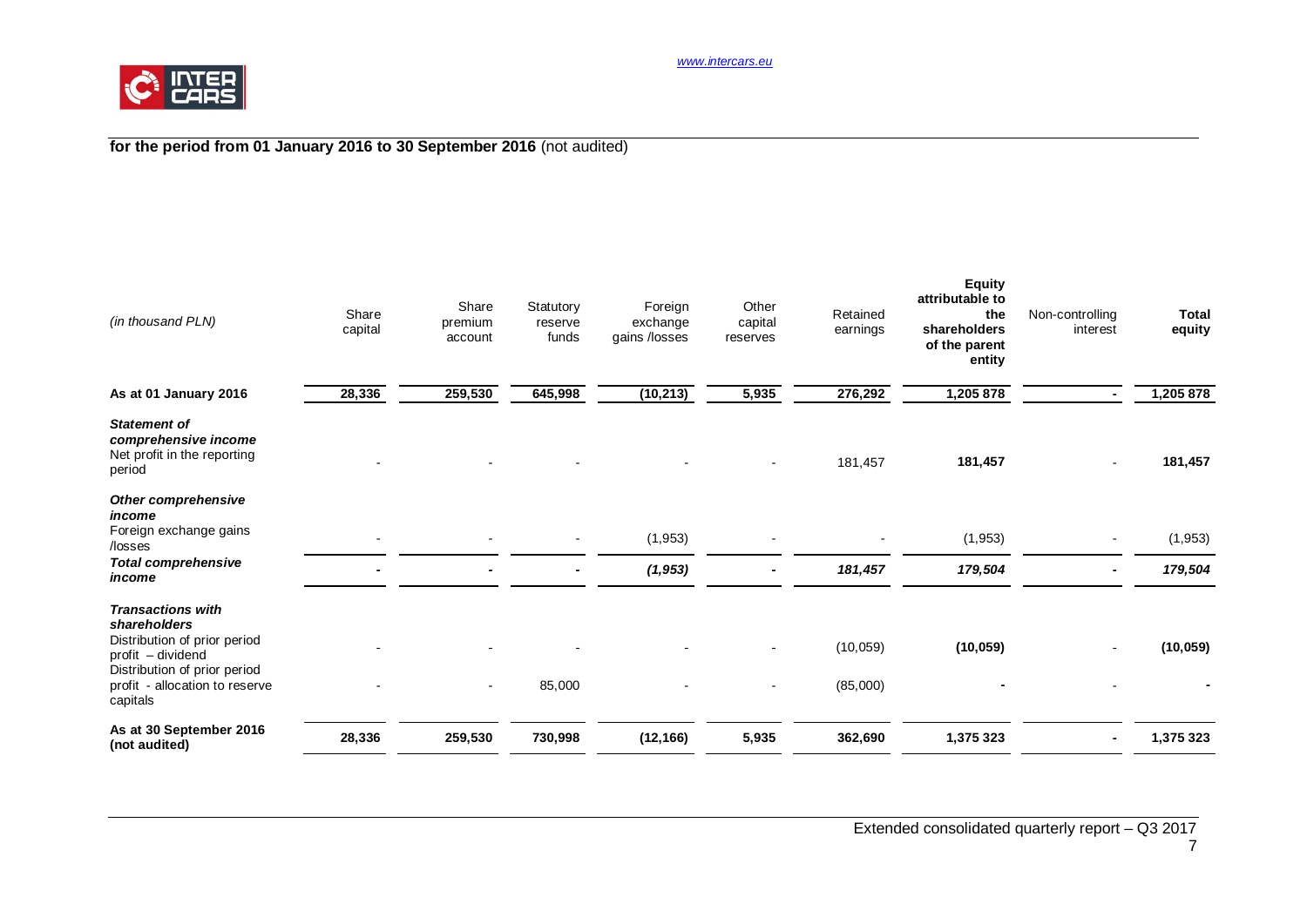**for the period from 01 January 2016 to 30 September 2016** (not audited)

| *(in thousand PLN)* | Share capital | Share premium account | Statutory reserve funds | Foreign exchange gains /losses | Other capital reserves | Retained earnings | **Equity attributable to the shareholders of the parent entity** | Non-controlling interest | **Total equity** |
|---|---|---|---|---|---|---|---|---|---|
| **As at 01 January 2016** | **28,336** | **259,530** | **645,998** | **(10,213)** | **5,935** | **276,292** | **1,205 878** | **-** | **1,205 878** |
| ***Statement of comprehensive income*** | | | | | | | | | |
| Net profit in the reporting period | - | - | - | - | - | 181,457 | **181,457** | - | **181,457** |
| ***Other comprehensive income*** | | | | | | | | | |
| Foreign exchange gains /losses | - | - | - | (1,953) | - | - | (1,953) | - | (1,953) |
| ***Total comprehensive income*** | **-** | **-** | **-** | ***(1,953)*** | **-** | ***181,457*** | ***179,504*** | **-** | ***179,504*** |
| ***Transactions with shareholders*** | | | | | | | | | |
| Distribution of prior period profit – dividend | - | - | - | - | - | (10,059) | **(10,059)** | - | **(10,059)** |
| Distribution of prior period profit - allocation to reserve capitals | - | - | 85,000 | - | - | (85,000) | **-** | - | **-** |
| **As at 30 September 2016 (not audited)** | **28,336** | **259,530** | **730,998** | **(12,166)** | **5,935** | **362,690** | **1,375 323** | **-** | **1,375 323** |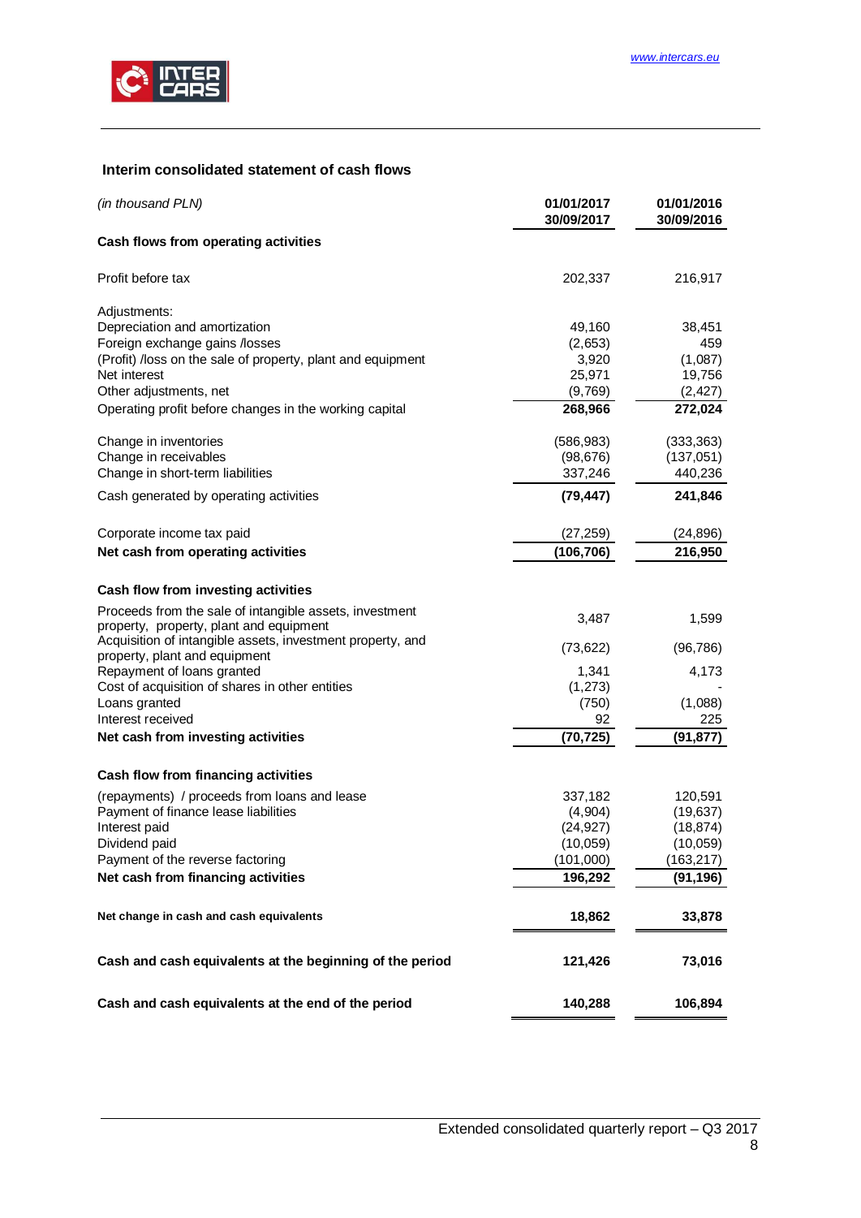## Interim consolidated statement of cash flows

| *(in thousand PLN)* | 01/01/2017 30/09/2017 | 01/01/2016 30/09/2016 |
|---|---|---|
| **Cash flows from operating activities** | | |
| Profit before tax | 202,337 | 216,917 |
| Adjustments: | | |
| Depreciation and amortization | 49,160 | 38,451 |
| Foreign exchange gains /losses | (2,653) | 459 |
| (Profit) /loss on the sale of property, plant and equipment | 3,920 | (1,087) |
| Net interest | 25,971 | 19,756 |
| Other adjustments, net | (9,769) | (2,427) |
| Operating profit before changes in the working capital | **268,966** | **272,024** |
| Change in inventories | (586,983) | (333,363) |
| Change in receivables | (98,676) | (137,051) |
| Change in short-term liabilities | 337,246 | 440,236 |
| Cash generated by operating activities | **(79,447)** | **241,846** |
| Corporate income tax paid | (27,259) | (24,896) |
| **Net cash from operating activities** | **(106,706)** | **216,950** |
| **Cash flow from investing activities** | | |
| Proceeds from the sale of intangible assets, investment property, property, plant and equipment | 3,487 | 1,599 |
| Acquisition of intangible assets, investment property, and property, plant and equipment | (73,622) | (96,786) |
| Repayment of loans granted | 1,341 | 4,173 |
| Cost of acquisition of shares in other entities | (1,273) | - |
| Loans granted | (750) | (1,088) |
| Interest received | 92 | 225 |
| **Net cash from investing activities** | **(70,725)** | **(91,877)** |
| **Cash flow from financing activities** | | |
| (repayments) / proceeds from loans and lease | 337,182 | 120,591 |
| Payment of finance lease liabilities | (4,904) | (19,637) |
| Interest paid | (24,927) | (18,874) |
| Dividend paid | (10,059) | (10,059) |
| Payment of the reverse factoring | (101,000) | (163,217) |
| **Net cash from financing activities** | **196,292** | **(91,196)** |
| **Net change in cash and cash equivalents** | **18,862** | **33,878** |
| **Cash and cash equivalents at the beginning of the period** | **121,426** | **73,016** |
| **Cash and cash equivalents at the end of the period** | **140,288** | **106,894** |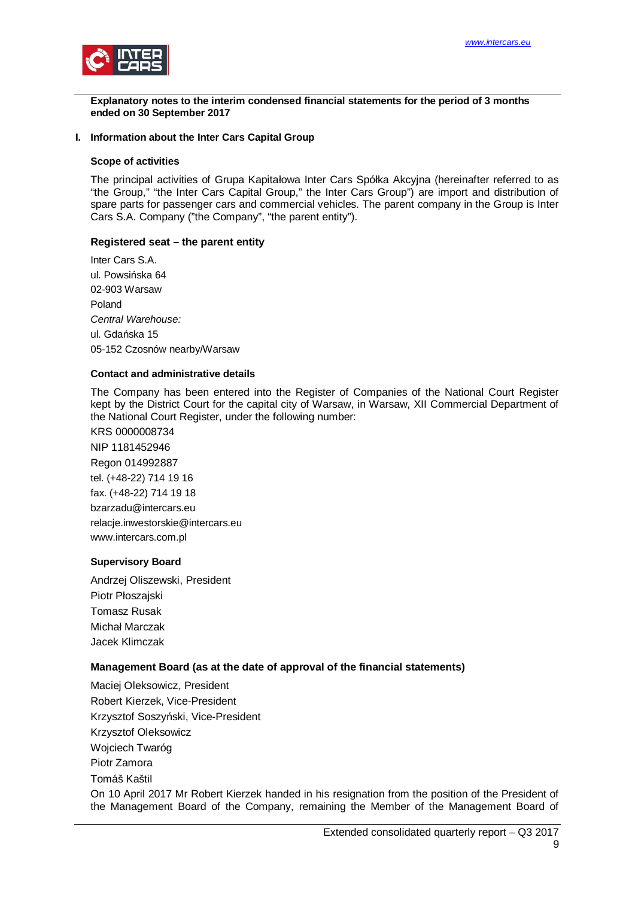**Explanatory notes to the interim condensed financial statements for the period of 3 months ended on 30 September 2017**

## I. Information about the Inter Cars Capital Group

### Scope of activities

The principal activities of Grupa Kapitałowa Inter Cars Spółka Akcyjna (hereinafter referred to as "the Group," "the Inter Cars Capital Group," the Inter Cars Group") are import and distribution of spare parts for passenger cars and commercial vehicles. The parent company in the Group is Inter Cars S.A. Company ("the Company", "the parent entity").

### Registered seat – the parent entity

Inter Cars S.A.
ul. Powsińska 64
02-903 Warsaw
Poland
*Central Warehouse:*
ul. Gdańska 15
05-152 Czosnów nearby/Warsaw

### Contact and administrative details

The Company has been entered into the Register of Companies of the National Court Register kept by the District Court for the capital city of Warsaw, in Warsaw, XII Commercial Department of the National Court Register, under the following number:

KRS 0000008734
NIP 1181452946
Regon 014992887
tel. (+48-22) 714 19 16
fax. (+48-22) 714 19 18
bzarzadu@intercars.eu
relacje.inwestorskie@intercars.eu
www.intercars.com.pl

### Supervisory Board

Andrzej Oliszewski, President
Piotr Płoszajski
Tomasz Rusak
Michał Marczak
Jacek Klimczak

### Management Board (as at the date of approval of the financial statements)

Maciej Oleksowicz, President
Robert Kierzek, Vice-President
Krzysztof Soszyński, Vice-President
Krzysztof Oleksowicz
Wojciech Twaróg
Piotr Zamora
Tomáš Kaštil

On 10 April 2017 Mr Robert Kierzek handed in his resignation from the position of the President of the Management Board of the Company, remaining the Member of the Management Board of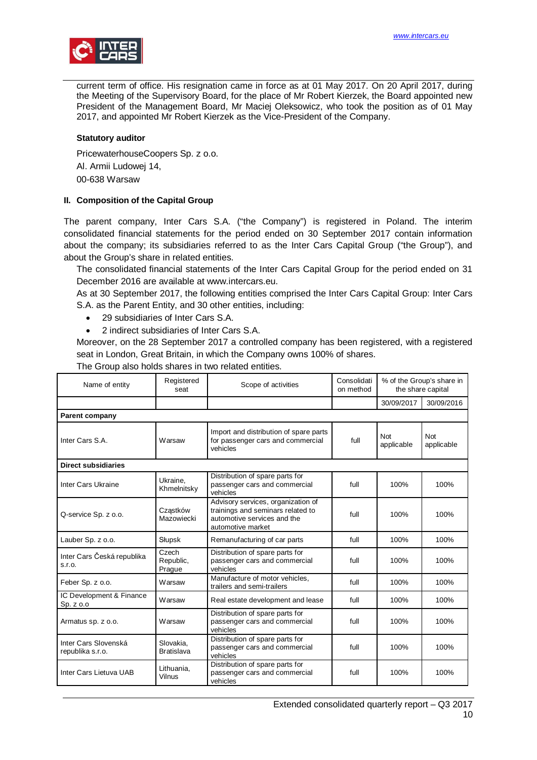current term of office. His resignation came in force as at 01 May 2017. On 20 April 2017, during the Meeting of the Supervisory Board, for the place of Mr Robert Kierzek, the Board appointed new President of the Management Board, Mr Maciej Oleksowicz, who took the position as of 01 May 2017, and appointed Mr Robert Kierzek as the Vice-President of the Company.

**Statutory auditor**

PricewaterhouseCoopers Sp. z o.o.
Al. Armii Ludowej 14,
00-638 Warsaw

## II. Composition of the Capital Group

The parent company, Inter Cars S.A. ("the Company") is registered in Poland. The interim consolidated financial statements for the period ended on 30 September 2017 contain information about the company; its subsidiaries referred to as the Inter Cars Capital Group ("the Group"), and about the Group's share in related entities.

The consolidated financial statements of the Inter Cars Capital Group for the period ended on 31 December 2016 are available at www.intercars.eu.

As at 30 September 2017, the following entities comprised the Inter Cars Capital Group: Inter Cars S.A. as the Parent Entity, and 30 other entities, including:

- 29 subsidiaries of Inter Cars S.A.
- 2 indirect subsidiaries of Inter Cars S.A.

Moreover, on the 28 September 2017 a controlled company has been registered, with a registered seat in London, Great Britain, in which the Company owns 100% of shares.

The Group also holds shares in two related entities.

| Name of entity | Registered seat | Scope of activities | Consolidation method | % of the Group's share in the share capital | |
|---|---|---|---|---|---|
| | | | | 30/09/2017 | 30/09/2016 |
| **Parent company** | | | | | |
| Inter Cars S.A. | Warsaw | Import and distribution of spare parts for passenger cars and commercial vehicles | full | Not applicable | Not applicable |
| **Direct subsidiaries** | | | | | |
| Inter Cars Ukraine | Ukraine, Khmelnitsky | Distribution of spare parts for passenger cars and commercial vehicles | full | 100% | 100% |
| Q-service Sp. z o.o. | Cząstków Mazowiecki | Advisory services, organization of trainings and seminars related to automotive services and the automotive market | full | 100% | 100% |
| Lauber Sp. z o.o. | Słupsk | Remanufacturing of car parts | full | 100% | 100% |
| Inter Cars Česká republika s.r.o. | Czech Republic, Prague | Distribution of spare parts for passenger cars and commercial vehicles | full | 100% | 100% |
| Feber Sp. z o.o. | Warsaw | Manufacture of motor vehicles, trailers and semi-trailers | full | 100% | 100% |
| IC Development & Finance Sp. z o.o | Warsaw | Real estate development and lease | full | 100% | 100% |
| Armatus sp. z o.o. | Warsaw | Distribution of spare parts for passenger cars and commercial vehicles | full | 100% | 100% |
| Inter Cars Slovenská republika s.r.o. | Slovakia, Bratislava | Distribution of spare parts for passenger cars and commercial vehicles | full | 100% | 100% |
| Inter Cars Lietuva UAB | Lithuania, Vilnus | Distribution of spare parts for passenger cars and commercial vehicles | full | 100% | 100% |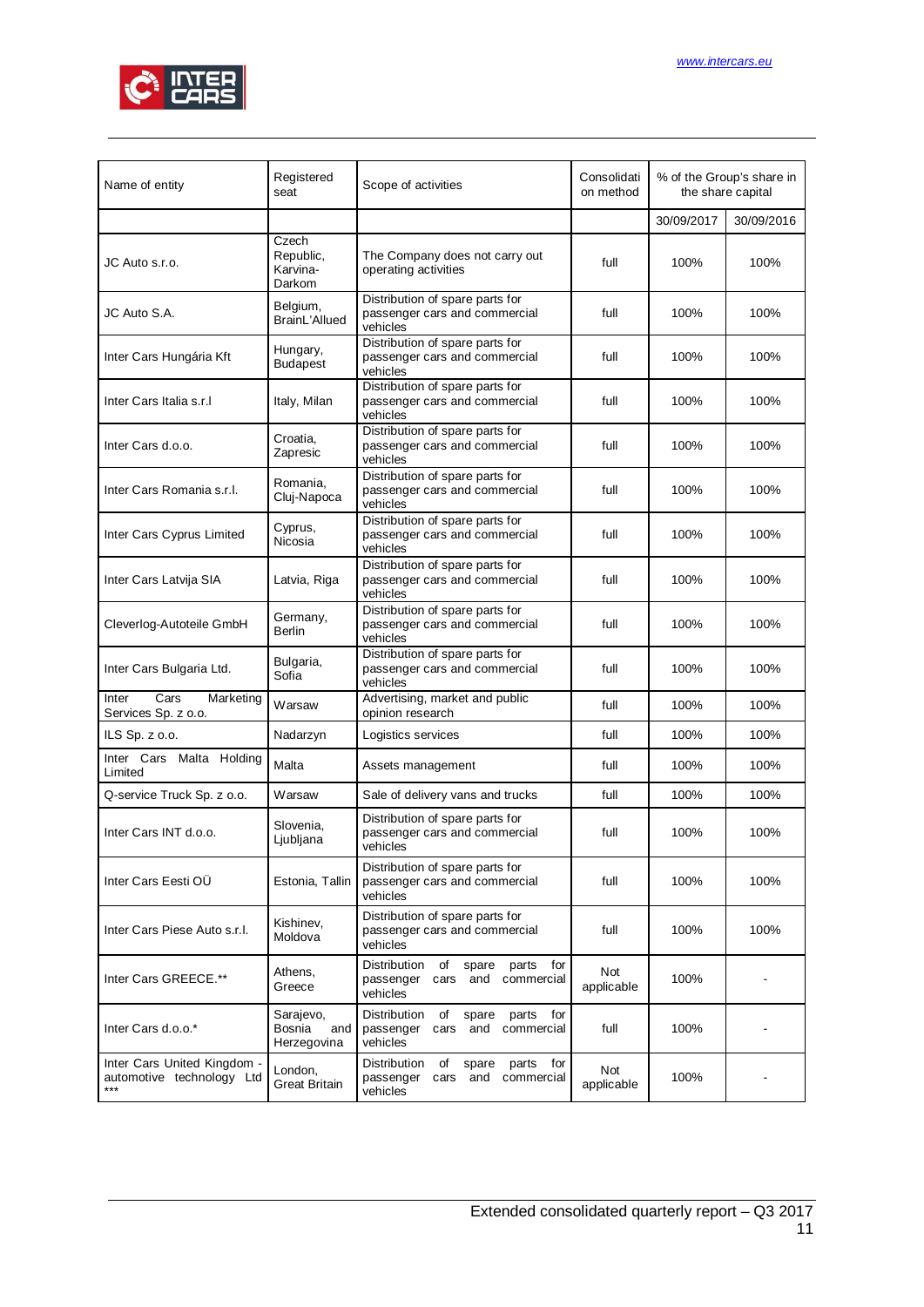| Name of entity | Registered seat | Scope of activities | Consolidation method | % of the Group's share in the share capital | |
|---|---|---|---|---|---|
| | | | | 30/09/2017 | 30/09/2016 |
| JC Auto s.r.o. | Czech Republic, Karvina-Darkom | The Company does not carry out operating activities | full | 100% | 100% |
| JC Auto S.A. | Belgium, BrainL'Allued | Distribution of spare parts for passenger cars and commercial vehicles | full | 100% | 100% |
| Inter Cars Hungária Kft | Hungary, Budapest | Distribution of spare parts for passenger cars and commercial vehicles | full | 100% | 100% |
| Inter Cars Italia s.r.l | Italy, Milan | Distribution of spare parts for passenger cars and commercial vehicles | full | 100% | 100% |
| Inter Cars d.o.o. | Croatia, Zapresic | Distribution of spare parts for passenger cars and commercial vehicles | full | 100% | 100% |
| Inter Cars Romania s.r.l. | Romania, Cluj-Napoca | Distribution of spare parts for passenger cars and commercial vehicles | full | 100% | 100% |
| Inter Cars Cyprus Limited | Cyprus, Nicosia | Distribution of spare parts for passenger cars and commercial vehicles | full | 100% | 100% |
| Inter Cars Latvija SIA | Latvia, Riga | Distribution of spare parts for passenger cars and commercial vehicles | full | 100% | 100% |
| Cleverlog-Autoteile GmbH | Germany, Berlin | Distribution of spare parts for passenger cars and commercial vehicles | full | 100% | 100% |
| Inter Cars Bulgaria Ltd. | Bulgaria, Sofia | Distribution of spare parts for passenger cars and commercial vehicles | full | 100% | 100% |
| Inter Cars Marketing Services Sp. z o.o. | Warsaw | Advertising, market and public opinion research | full | 100% | 100% |
| ILS Sp. z o.o. | Nadarzyn | Logistics services | full | 100% | 100% |
| Inter Cars Malta Holding Limited | Malta | Assets management | full | 100% | 100% |
| Q-service Truck Sp. z o.o. | Warsaw | Sale of delivery vans and trucks | full | 100% | 100% |
| Inter Cars INT d.o.o. | Slovenia, Ljubljana | Distribution of spare parts for passenger cars and commercial vehicles | full | 100% | 100% |
| Inter Cars Eesti OÜ | Estonia, Tallin | Distribution of spare parts for passenger cars and commercial vehicles | full | 100% | 100% |
| Inter Cars Piese Auto s.r.l. | Kishinev, Moldova | Distribution of spare parts for passenger cars and commercial vehicles | full | 100% | 100% |
| Inter Cars GREECE.** | Athens, Greece | Distribution of spare parts for passenger cars and commercial vehicles | Not applicable | 100% | - |
| Inter Cars d.o.o.* | Sarajevo, Bosnia and Herzegovina | Distribution of spare parts for passenger cars and commercial vehicles | full | 100% | - |
| Inter Cars United Kingdom - automotive technology Ltd *** | London, Great Britain | Distribution of spare parts for passenger cars and commercial vehicles | Not applicable | 100% | - |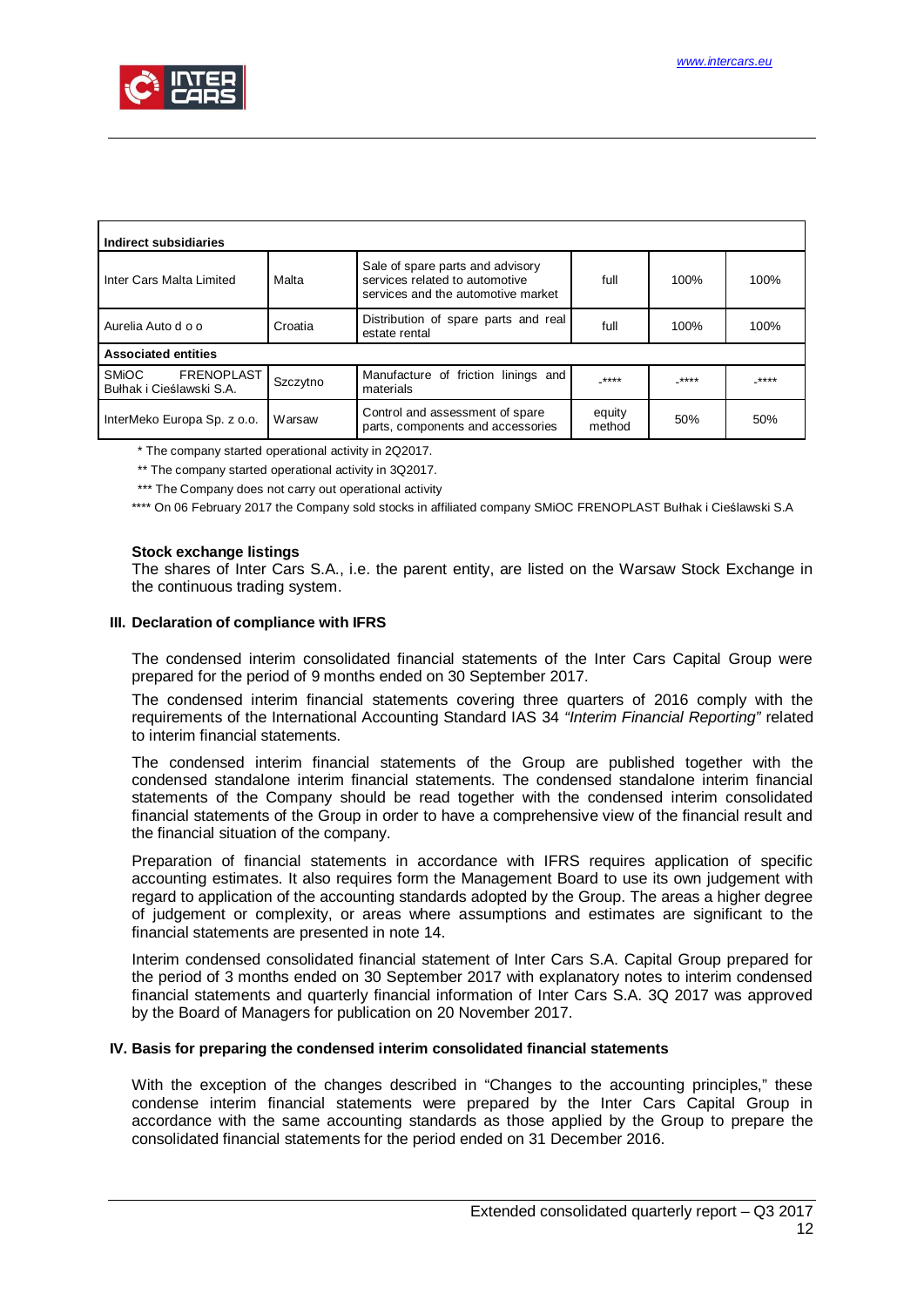| Indirect subsidiaries | | | | | |
|---|---|---|---|---|---|
| Inter Cars Malta Limited | Malta | Sale of spare parts and advisory services related to automotive services and the automotive market | full | 100% | 100% |
| Aurelia Auto d o o | Croatia | Distribution of spare parts and real estate rental | full | 100% | 100% |
| **Associated entities** | | | | | |
| SMiOC FRENOPLAST Bułhak i Cieślawski S.A. | Szczytno | Manufacture of friction linings and materials | -**** | -**** | -**** |
| InterMeko Europa Sp. z o.o. | Warsaw | Control and assessment of spare parts, components and accessories | equity method | 50% | 50% |

* The company started operational activity in 2Q2017.

** The company started operational activity in 3Q2017.

*** The Company does not carry out operational activity

**** On 06 February 2017 the Company sold stocks in affiliated company SMiOC FRENOPLAST Bułhak i Cieślawski S.A

**Stock exchange listings**

The shares of Inter Cars S.A., i.e. the parent entity, are listed on the Warsaw Stock Exchange in the continuous trading system.

## III. Declaration of compliance with IFRS

The condensed interim consolidated financial statements of the Inter Cars Capital Group were prepared for the period of 9 months ended on 30 September 2017.

The condensed interim financial statements covering three quarters of 2016 comply with the requirements of the International Accounting Standard IAS 34 *"Interim Financial Reporting"* related to interim financial statements.

The condensed interim financial statements of the Group are published together with the condensed standalone interim financial statements. The condensed standalone interim financial statements of the Company should be read together with the condensed interim consolidated financial statements of the Group in order to have a comprehensive view of the financial result and the financial situation of the company.

Preparation of financial statements in accordance with IFRS requires application of specific accounting estimates. It also requires form the Management Board to use its own judgement with regard to application of the accounting standards adopted by the Group. The areas a higher degree of judgement or complexity, or areas where assumptions and estimates are significant to the financial statements are presented in note 14.

Interim condensed consolidated financial statement of Inter Cars S.A. Capital Group prepared for the period of 3 months ended on 30 September 2017 with explanatory notes to interim condensed financial statements and quarterly financial information of Inter Cars S.A. 3Q 2017 was approved by the Board of Managers for publication on 20 November 2017.

## IV. Basis for preparing the condensed interim consolidated financial statements

With the exception of the changes described in "Changes to the accounting principles," these condense interim financial statements were prepared by the Inter Cars Capital Group in accordance with the same accounting standards as those applied by the Group to prepare the consolidated financial statements for the period ended on 31 December 2016.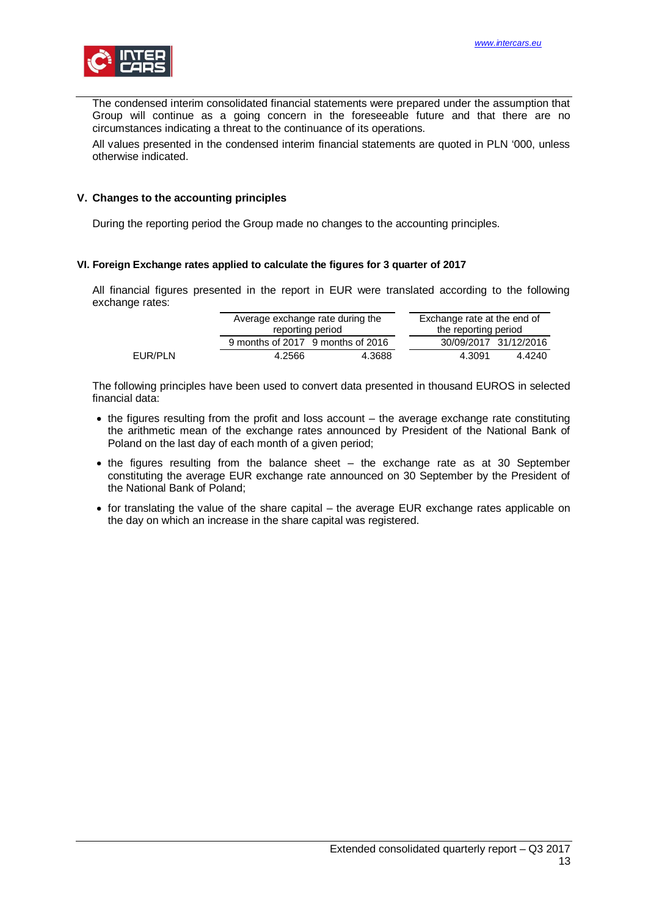The condensed interim consolidated financial statements were prepared under the assumption that Group will continue as a going concern in the foreseeable future and that there are no circumstances indicating a threat to the continuance of its operations.

All values presented in the condensed interim financial statements are quoted in PLN '000, unless otherwise indicated.

## V. Changes to the accounting principles

During the reporting period the Group made no changes to the accounting principles.

## VI. Foreign Exchange rates applied to calculate the figures for 3 quarter of 2017

All financial figures presented in the report in EUR were translated according to the following exchange rates:

| | Average exchange rate during the reporting period | | Exchange rate at the end of the reporting period | |
|---|---|---|---|---|
| | 9 months of 2017 | 9 months of 2016 | 30/09/2017 | 31/12/2016 |
| EUR/PLN | 4.2566 | 4.3688 | 4.3091 | 4.4240 |

The following principles have been used to convert data presented in thousand EUROS in selected financial data:

- the figures resulting from the profit and loss account – the average exchange rate constituting the arithmetic mean of the exchange rates announced by President of the National Bank of Poland on the last day of each month of a given period;
- the figures resulting from the balance sheet – the exchange rate as at 30 September constituting the average EUR exchange rate announced on 30 September by the President of the National Bank of Poland;
- for translating the value of the share capital – the average EUR exchange rates applicable on the day on which an increase in the share capital was registered.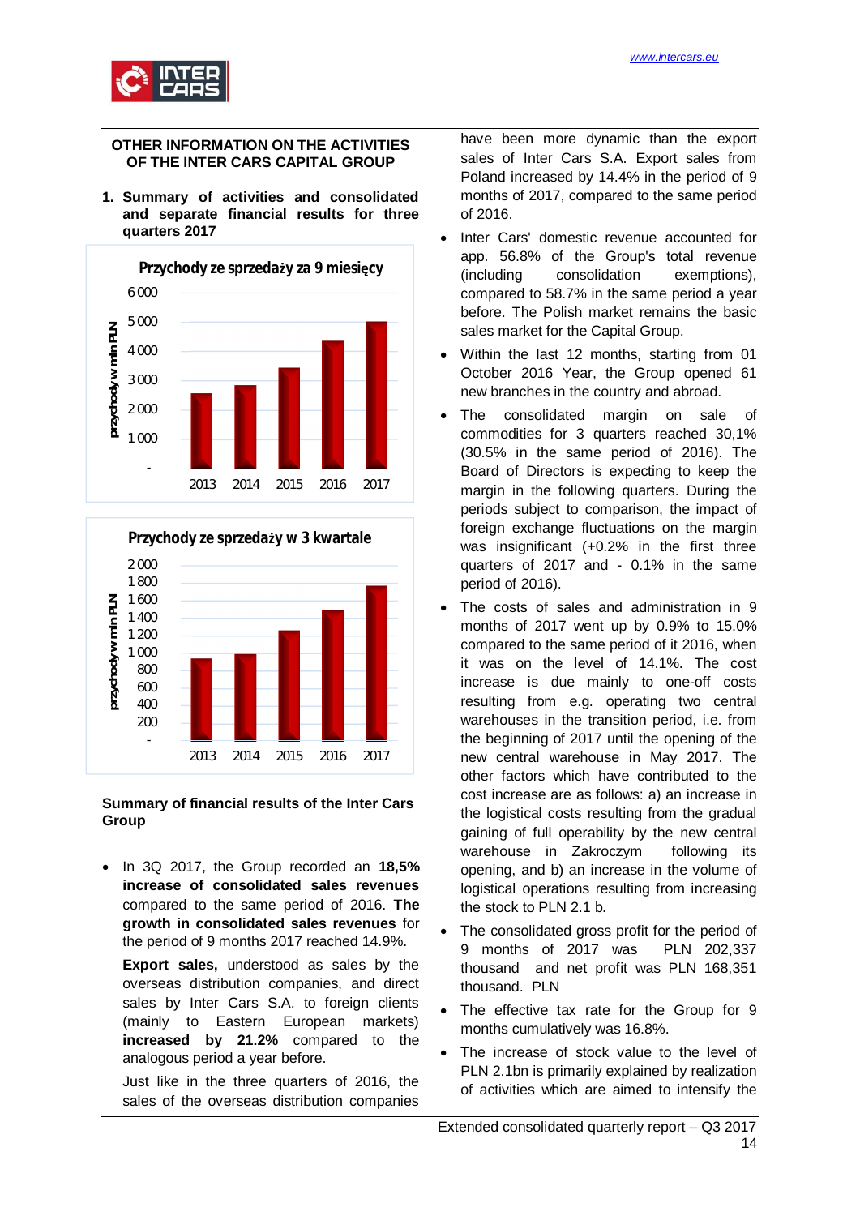## OTHER INFORMATION ON THE ACTIVITIES OF THE INTER CARS CAPITAL GROUP

### 1. Summary of activities and consolidated and separate financial results for three quarters 2017

**Przychody ze sprzedaży za 9 miesięcy**

**Przychody ze sprzedaży w 3 kwartale**

**Summary of financial results of the Inter Cars Group**

- In 3Q 2017, the Group recorded an **18,5% increase of consolidated sales revenues** compared to the same period of 2016. **The growth in consolidated sales revenues** for the period of 9 months 2017 reached 14.9%.

  **Export sales,** understood as sales by the overseas distribution companies, and direct sales by Inter Cars S.A. to foreign clients (mainly to Eastern European markets) **increased by 21.2%** compared to the analogous period a year before.

  Just like in the three quarters of 2016, the sales of the overseas distribution companies have been more dynamic than the export sales of Inter Cars S.A. Export sales from Poland increased by 14.4% in the period of 9 months of 2017, compared to the same period of 2016.

- Inter Cars' domestic revenue accounted for app. 56.8% of the Group's total revenue (including consolidation exemptions), compared to 58.7% in the same period a year before. The Polish market remains the basic sales market for the Capital Group.
- Within the last 12 months, starting from 01 October 2016 Year, the Group opened 61 new branches in the country and abroad.
- The consolidated margin on sale of commodities for 3 quarters reached 30,1% (30.5% in the same period of 2016). The Board of Directors is expecting to keep the margin in the following quarters. During the periods subject to comparison, the impact of foreign exchange fluctuations on the margin was insignificant (+0.2% in the first three quarters of 2017 and - 0.1% in the same period of 2016).
- The costs of sales and administration in 9 months of 2017 went up by 0.9% to 15.0% compared to the same period of it 2016, when it was on the level of 14.1%. The cost increase is due mainly to one-off costs resulting from e.g. operating two central warehouses in the transition period, i.e. from the beginning of 2017 until the opening of the new central warehouse in May 2017. The other factors which have contributed to the cost increase are as follows: a) an increase in the logistical costs resulting from the gradual gaining of full operability by the new central warehouse in Zakroczym following its opening, and b) an increase in the volume of logistical operations resulting from increasing the stock to PLN 2.1 b.
- The consolidated gross profit for the period of 9 months of 2017 was PLN 202,337 thousand and net profit was PLN 168,351 thousand. PLN
- The effective tax rate for the Group for 9 months cumulatively was 16.8%.
- The increase of stock value to the level of PLN 2.1bn is primarily explained by realization of activities which are aimed to intensify the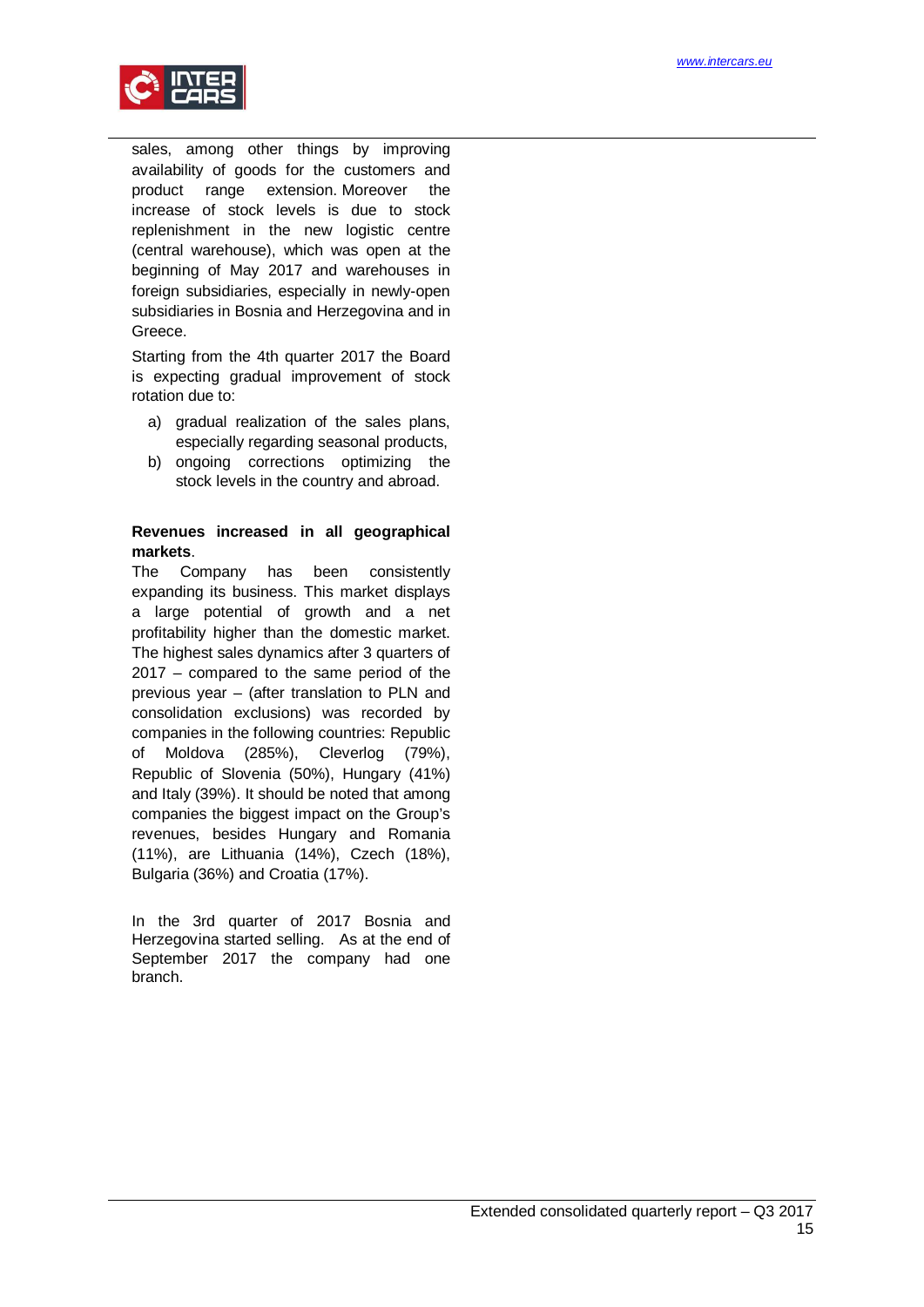sales, among other things by improving availability of goods for the customers and product range extension. Moreover the increase of stock levels is due to stock replenishment in the new logistic centre (central warehouse), which was open at the beginning of May 2017 and warehouses in foreign subsidiaries, especially in newly-open subsidiaries in Bosnia and Herzegovina and in Greece.

Starting from the 4th quarter 2017 the Board is expecting gradual improvement of stock rotation due to:

a) gradual realization of the sales plans, especially regarding seasonal products,
b) ongoing corrections optimizing the stock levels in the country and abroad.

**Revenues increased in all geographical markets**.
The Company has been consistently expanding its business. This market displays a large potential of growth and a net profitability higher than the domestic market. The highest sales dynamics after 3 quarters of 2017 – compared to the same period of the previous year – (after translation to PLN and consolidation exclusions) was recorded by companies in the following countries: Republic of Moldova (285%), Cleverlog (79%), Republic of Slovenia (50%), Hungary (41%) and Italy (39%). It should be noted that among companies the biggest impact on the Group's revenues, besides Hungary and Romania (11%), are Lithuania (14%), Czech (18%), Bulgaria (36%) and Croatia (17%).

In the 3rd quarter of 2017 Bosnia and Herzegovina started selling. As at the end of September 2017 the company had one branch.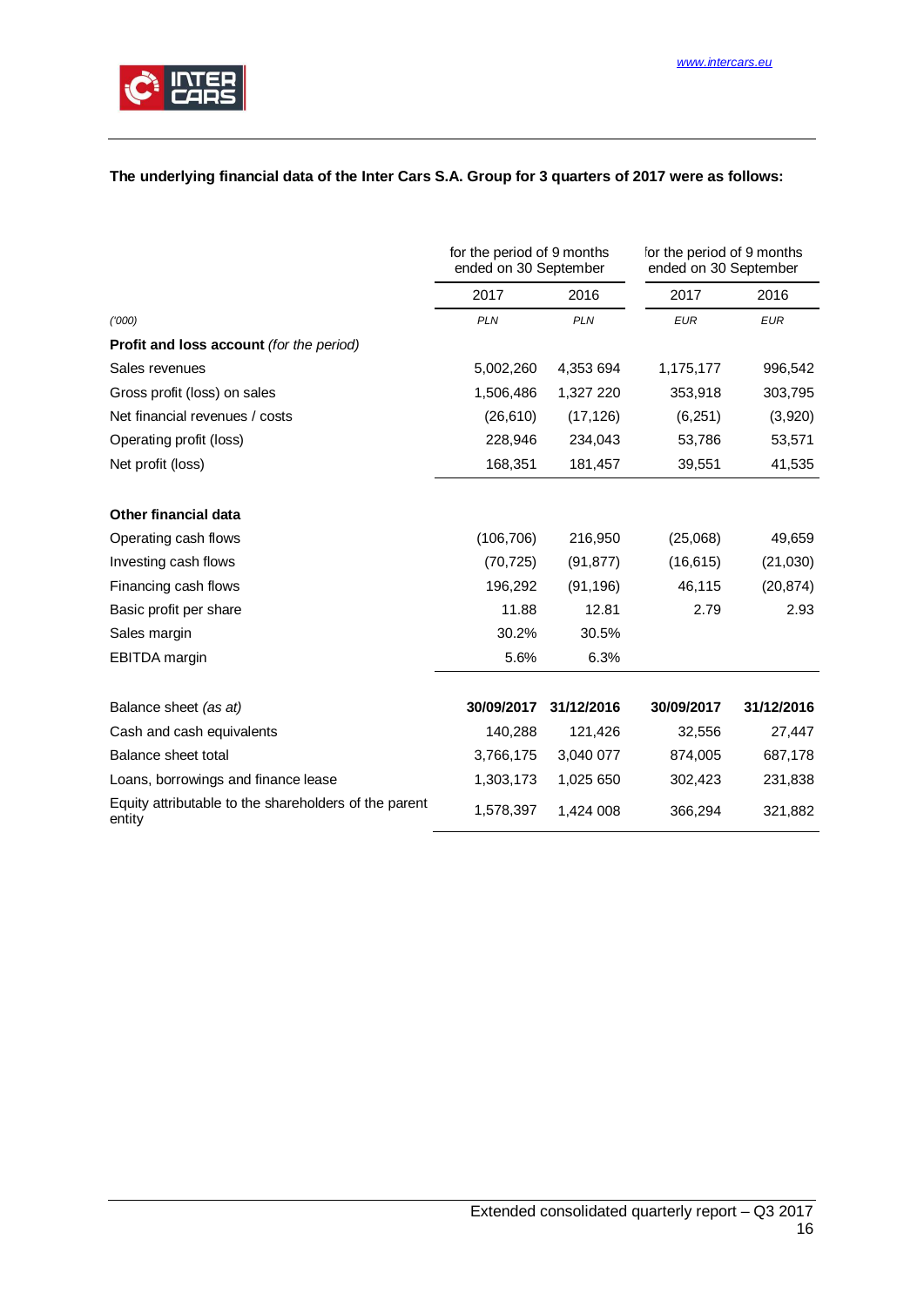**The underlying financial data of the Inter Cars S.A. Group for 3 quarters of 2017 were as follows:**

| | for the period of 9 months ended on 30 September | | for the period of 9 months ended on 30 September | |
|---|---|---|---|---|
| | 2017 | 2016 | 2017 | 2016 |
| *('000)* | *PLN* | *PLN* | *EUR* | *EUR* |
| **Profit and loss account** *(for the period)* | | | | |
| Sales revenues | 5,002,260 | 4,353 694 | 1,175,177 | 996,542 |
| Gross profit (loss) on sales | 1,506,486 | 1,327 220 | 353,918 | 303,795 |
| Net financial revenues / costs | (26,610) | (17,126) | (6,251) | (3,920) |
| Operating profit (loss) | 228,946 | 234,043 | 53,786 | 53,571 |
| Net profit (loss) | 168,351 | 181,457 | 39,551 | 41,535 |
| | | | | |
| **Other financial data** | | | | |
| Operating cash flows | (106,706) | 216,950 | (25,068) | 49,659 |
| Investing cash flows | (70,725) | (91,877) | (16,615) | (21,030) |
| Financing cash flows | 196,292 | (91,196) | 46,115 | (20,874) |
| Basic profit per share | 11.88 | 12.81 | 2.79 | 2.93 |
| Sales margin | 30.2% | 30.5% | | |
| EBITDA margin | 5.6% | 6.3% | | |
| | | | | |
| Balance sheet *(as at)* | **30/09/2017** | **31/12/2016** | **30/09/2017** | **31/12/2016** |
| Cash and cash equivalents | 140,288 | 121,426 | 32,556 | 27,447 |
| Balance sheet total | 3,766,175 | 3,040 077 | 874,005 | 687,178 |
| Loans, borrowings and finance lease | 1,303,173 | 1,025 650 | 302,423 | 231,838 |
| Equity attributable to the shareholders of the parent entity | 1,578,397 | 1,424 008 | 366,294 | 321,882 |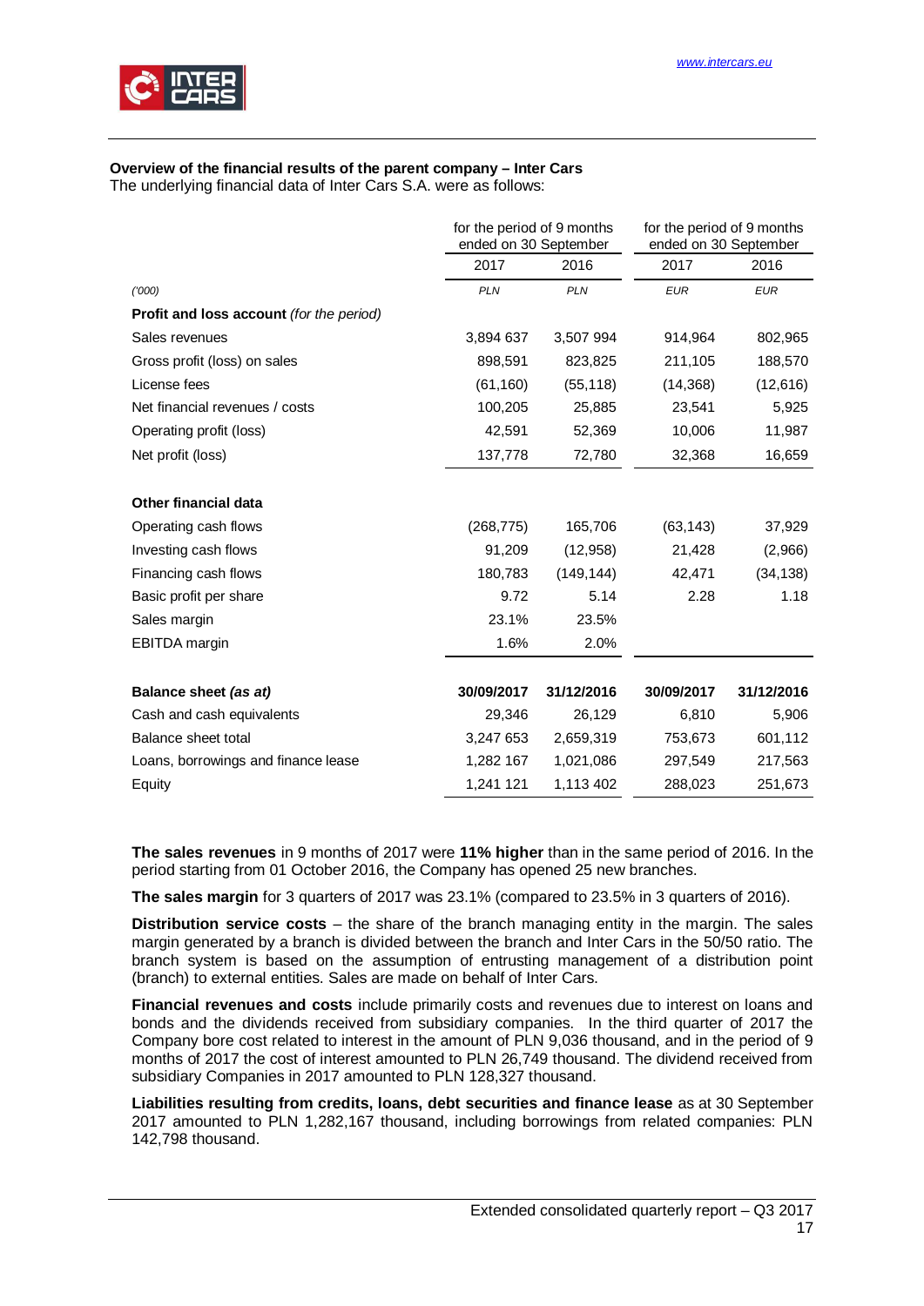**Overview of the financial results of the parent company – Inter Cars**

The underlying financial data of Inter Cars S.A. were as follows:

| | for the period of 9 months ended on 30 September | | for the period of 9 months ended on 30 September | |
|---|---|---|---|---|
| | 2017 | 2016 | 2017 | 2016 |
| *('000)* | *PLN* | *PLN* | *EUR* | *EUR* |
| **Profit and loss account** *(for the period)* | | | | |
| Sales revenues | 3,894 637 | 3,507 994 | 914,964 | 802,965 |
| Gross profit (loss) on sales | 898,591 | 823,825 | 211,105 | 188,570 |
| License fees | (61,160) | (55,118) | (14,368) | (12,616) |
| Net financial revenues / costs | 100,205 | 25,885 | 23,541 | 5,925 |
| Operating profit (loss) | 42,591 | 52,369 | 10,006 | 11,987 |
| Net profit (loss) | 137,778 | 72,780 | 32,368 | 16,659 |
| **Other financial data** | | | | |
| Operating cash flows | (268,775) | 165,706 | (63,143) | 37,929 |
| Investing cash flows | 91,209 | (12,958) | 21,428 | (2,966) |
| Financing cash flows | 180,783 | (149,144) | 42,471 | (34,138) |
| Basic profit per share | 9.72 | 5.14 | 2.28 | 1.18 |
| Sales margin | 23.1% | 23.5% | | |
| EBITDA margin | 1.6% | 2.0% | | |
| **Balance sheet** ***(as at)*** | **30/09/2017** | **31/12/2016** | **30/09/2017** | **31/12/2016** |
| Cash and cash equivalents | 29,346 | 26,129 | 6,810 | 5,906 |
| Balance sheet total | 3,247 653 | 2,659,319 | 753,673 | 601,112 |
| Loans, borrowings and finance lease | 1,282 167 | 1,021,086 | 297,549 | 217,563 |
| Equity | 1,241 121 | 1,113 402 | 288,023 | 251,673 |

**The sales revenues** in 9 months of 2017 were **11% higher** than in the same period of 2016. In the period starting from 01 October 2016, the Company has opened 25 new branches.

**The sales margin** for 3 quarters of 2017 was 23.1% (compared to 23.5% in 3 quarters of 2016).

**Distribution service costs** – the share of the branch managing entity in the margin. The sales margin generated by a branch is divided between the branch and Inter Cars in the 50/50 ratio. The branch system is based on the assumption of entrusting management of a distribution point (branch) to external entities. Sales are made on behalf of Inter Cars.

**Financial revenues and costs** include primarily costs and revenues due to interest on loans and bonds and the dividends received from subsidiary companies. In the third quarter of 2017 the Company bore cost related to interest in the amount of PLN 9,036 thousand, and in the period of 9 months of 2017 the cost of interest amounted to PLN 26,749 thousand. The dividend received from subsidiary Companies in 2017 amounted to PLN 128,327 thousand.

**Liabilities resulting from credits, loans, debt securities and finance lease** as at 30 September 2017 amounted to PLN 1,282,167 thousand, including borrowings from related companies: PLN 142,798 thousand.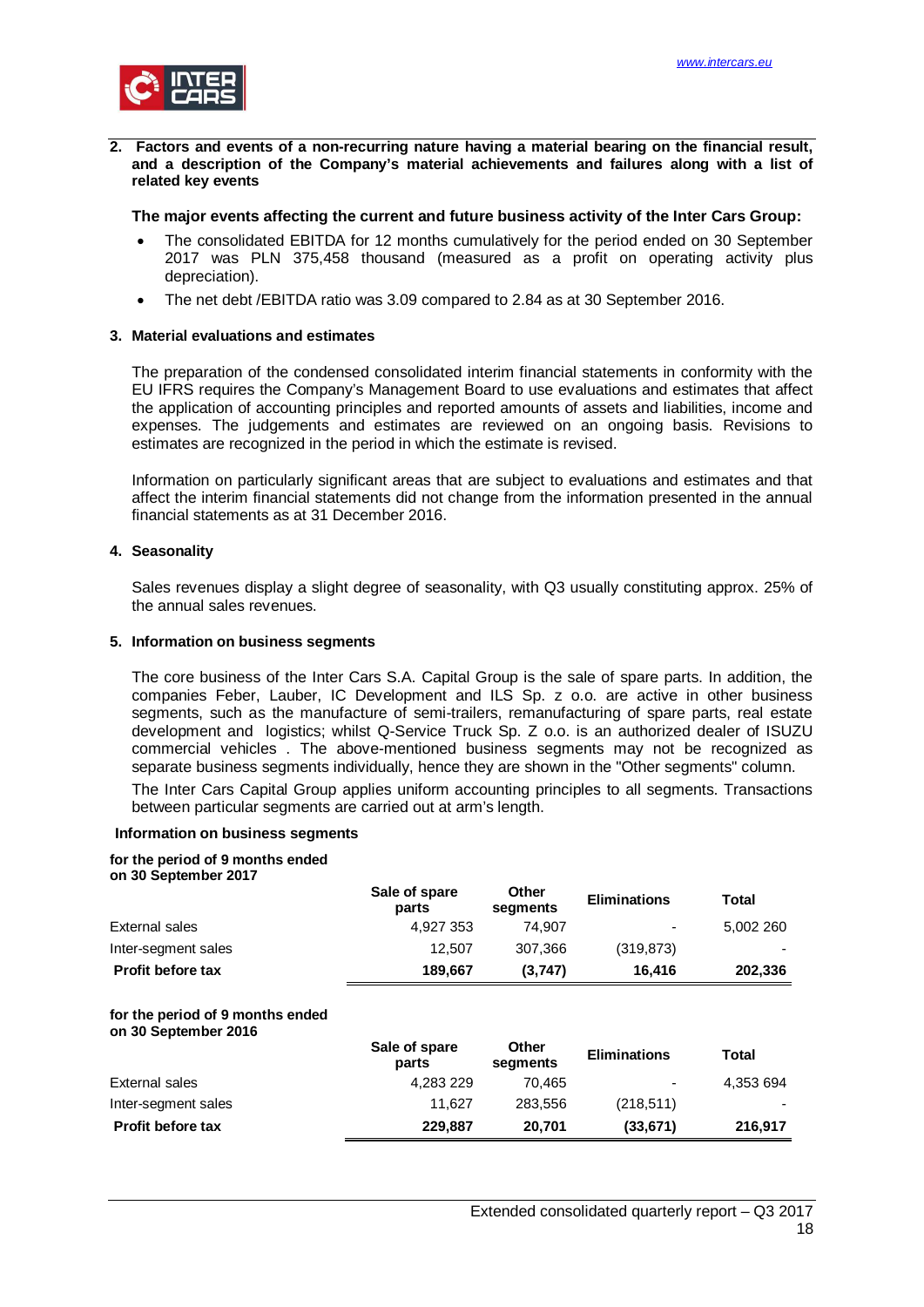## 2. Factors and events of a non-recurring nature having a material bearing on the financial result, and a description of the Company's material achievements and failures along with a list of related key events

**The major events affecting the current and future business activity of the Inter Cars Group:**

- The consolidated EBITDA for 12 months cumulatively for the period ended on 30 September 2017 was PLN 375,458 thousand (measured as a profit on operating activity plus depreciation).
- The net debt /EBITDA ratio was 3.09 compared to 2.84 as at 30 September 2016.

## 3. Material evaluations and estimates

The preparation of the condensed consolidated interim financial statements in conformity with the EU IFRS requires the Company's Management Board to use evaluations and estimates that affect the application of accounting principles and reported amounts of assets and liabilities, income and expenses. The judgements and estimates are reviewed on an ongoing basis. Revisions to estimates are recognized in the period in which the estimate is revised.

Information on particularly significant areas that are subject to evaluations and estimates and that affect the interim financial statements did not change from the information presented in the annual financial statements as at 31 December 2016.

## 4. Seasonality

Sales revenues display a slight degree of seasonality, with Q3 usually constituting approx. 25% of the annual sales revenues.

## 5. Information on business segments

The core business of the Inter Cars S.A. Capital Group is the sale of spare parts. In addition, the companies Feber, Lauber, IC Development and ILS Sp. z o.o. are active in other business segments, such as the manufacture of semi-trailers, remanufacturing of spare parts, real estate development and logistics; whilst Q-Service Truck Sp. Z o.o. is an authorized dealer of ISUZU commercial vehicles . The above-mentioned business segments may not be recognized as separate business segments individually, hence they are shown in the "Other segments" column.

The Inter Cars Capital Group applies uniform accounting principles to all segments. Transactions between particular segments are carried out at arm's length.

**Information on business segments**

**for the period of 9 months ended on 30 September 2017**

| | Sale of spare parts | Other segments | Eliminations | Total |
|---|---|---|---|---|
| External sales | 4,927 353 | 74,907 | - | 5,002 260 |
| Inter-segment sales | 12,507 | 307,366 | (319,873) | - |
| **Profit before tax** | **189,667** | **(3,747)** | **16,416** | **202,336** |

**for the period of 9 months ended on 30 September 2016**

| | Sale of spare parts | Other segments | Eliminations | Total |
|---|---|---|---|---|
| External sales | 4,283 229 | 70,465 | - | 4,353 694 |
| Inter-segment sales | 11,627 | 283,556 | (218,511) | - |
| **Profit before tax** | **229,887** | **20,701** | **(33,671)** | **216,917** |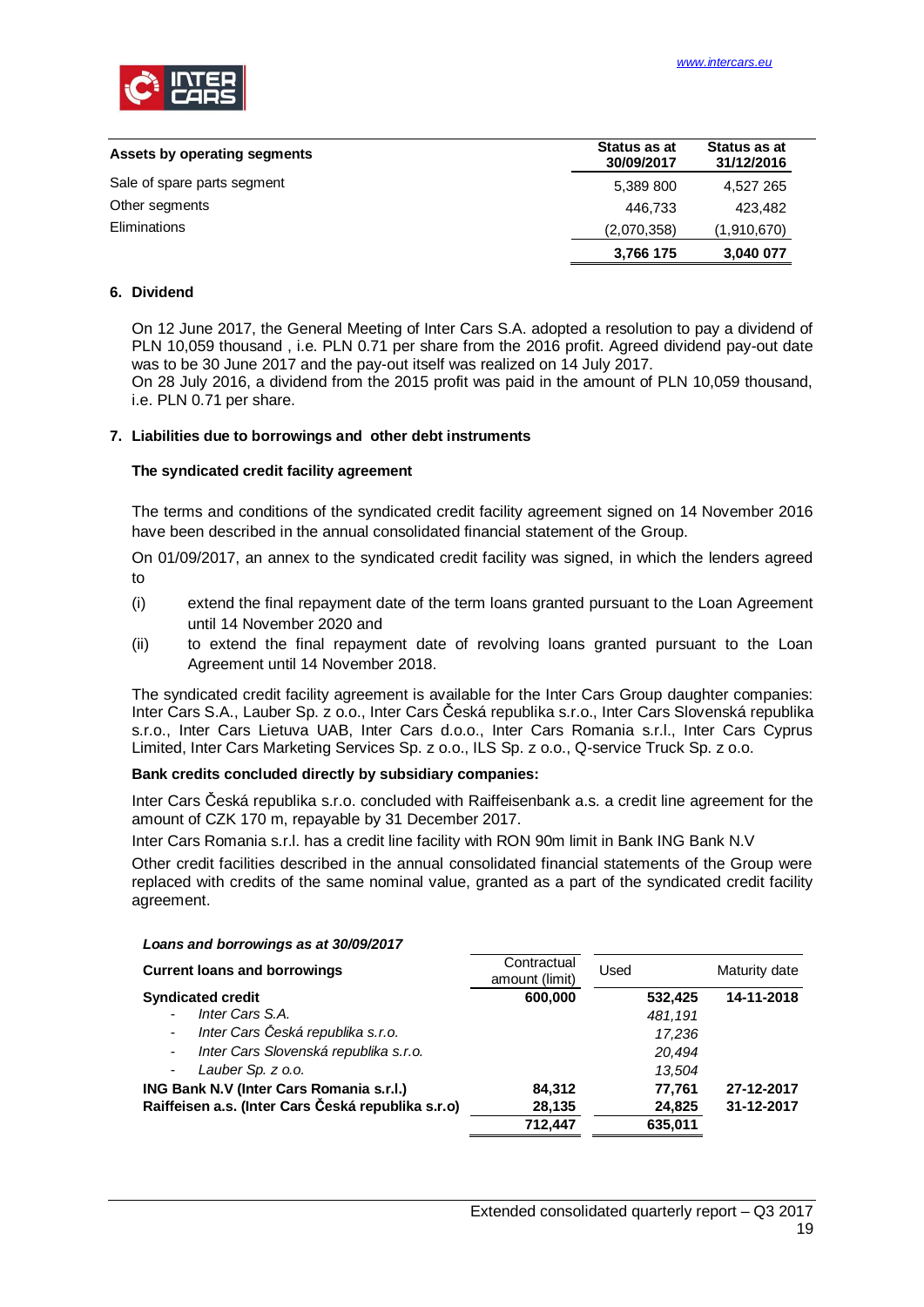| Assets by operating segments | Status as at 30/09/2017 | Status as at 31/12/2016 |
|---|---|---|
| Sale of spare parts segment | 5,389 800 | 4,527 265 |
| Other segments | 446,733 | 423,482 |
| Eliminations | (2,070,358) | (1,910,670) |
| | **3,766 175** | **3,040 077** |

## 6. Dividend

On 12 June 2017, the General Meeting of Inter Cars S.A. adopted a resolution to pay a dividend of PLN 10,059 thousand , i.e. PLN 0.71 per share from the 2016 profit. Agreed dividend pay-out date was to be 30 June 2017 and the pay-out itself was realized on 14 July 2017.
On 28 July 2016, a dividend from the 2015 profit was paid in the amount of PLN 10,059 thousand, i.e. PLN 0.71 per share.

## 7. Liabilities due to borrowings and other debt instruments

### The syndicated credit facility agreement

The terms and conditions of the syndicated credit facility agreement signed on 14 November 2016 have been described in the annual consolidated financial statement of the Group.

On 01/09/2017, an annex to the syndicated credit facility was signed, in which the lenders agreed to

(i) extend the final repayment date of the term loans granted pursuant to the Loan Agreement until 14 November 2020 and

(ii) to extend the final repayment date of revolving loans granted pursuant to the Loan Agreement until 14 November 2018.

The syndicated credit facility agreement is available for the Inter Cars Group daughter companies: Inter Cars S.A., Lauber Sp. z o.o., Inter Cars Česká republika s.r.o., Inter Cars Slovenská republika s.r.o., Inter Cars Lietuva UAB, Inter Cars d.o.o., Inter Cars Romania s.r.l., Inter Cars Cyprus Limited, Inter Cars Marketing Services Sp. z o.o., ILS Sp. z o.o., Q-service Truck Sp. z o.o.

**Bank credits concluded directly by subsidiary companies:**

Inter Cars Česká republika s.r.o. concluded with Raiffeisenbank a.s. a credit line agreement for the amount of CZK 170 m, repayable by 31 December 2017.

Inter Cars Romania s.r.l. has a credit line facility with RON 90m limit in Bank ING Bank N.V

Other credit facilities described in the annual consolidated financial statements of the Group were replaced with credits of the same nominal value, granted as a part of the syndicated credit facility agreement.

***Loans and borrowings as at 30/09/2017***

| Current loans and borrowings | Contractual amount (limit) | Used | Maturity date |
|---|---|---|---|
| **Syndicated credit** | **600,000** | **532,425** | **14-11-2018** |
| - *Inter Cars S.A.* | | *481,191* | |
| - *Inter Cars Česká republika s.r.o.* | | *17,236* | |
| - *Inter Cars Slovenská republika s.r.o.* | | *20,494* | |
| - *Lauber Sp. z o.o.* | | *13,504* | |
| **ING Bank N.V (Inter Cars Romania s.r.l.)** | **84,312** | **77,761** | **27-12-2017** |
| **Raiffeisen a.s. (Inter Cars Česká republika s.r.o)** | **28,135** | **24,825** | **31-12-2017** |
| | **712,447** | **635,011** | |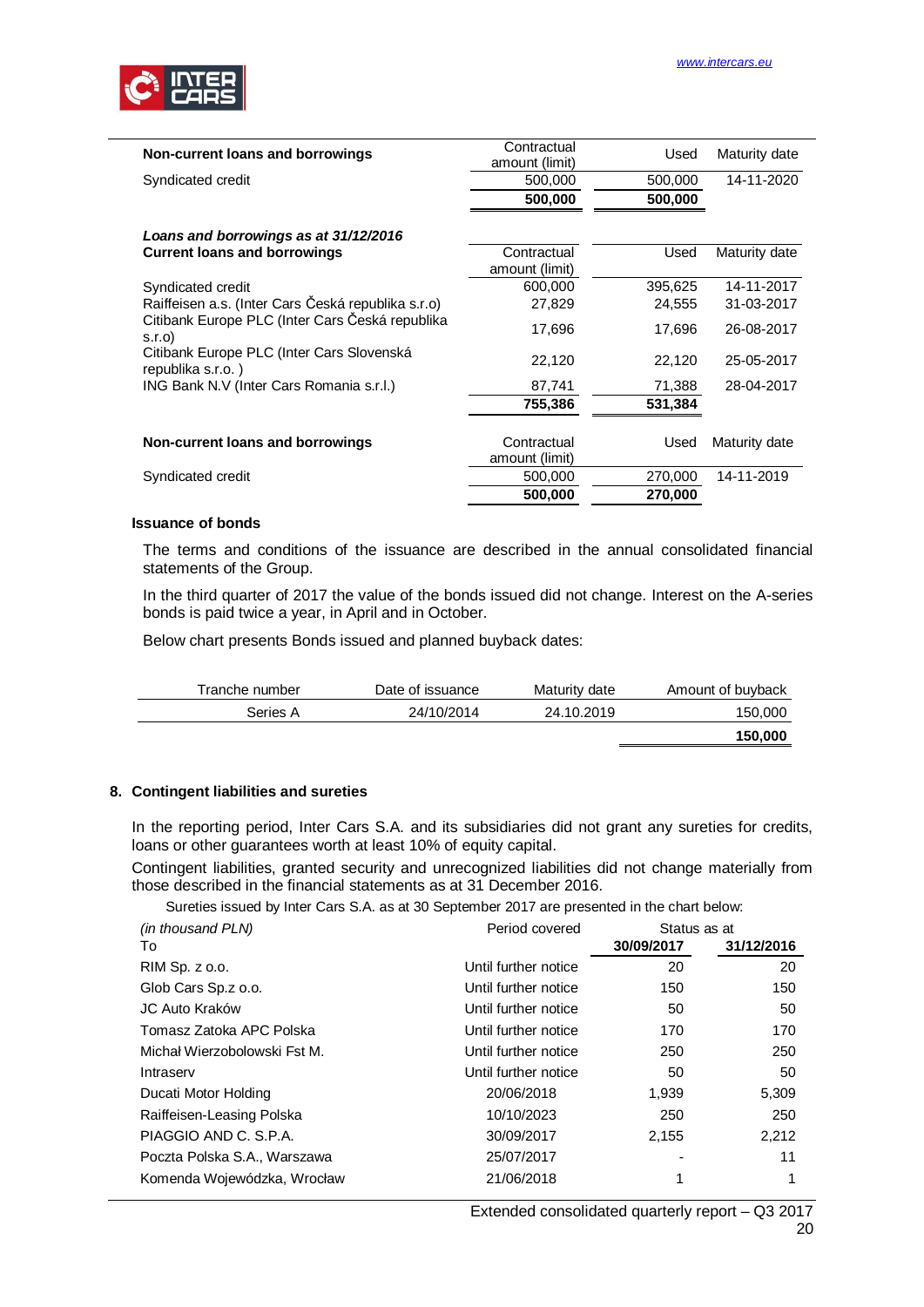| Non-current loans and borrowings | Contractual amount (limit) | Used | Maturity date |
|---|---|---|---|
| Syndicated credit | 500,000 | 500,000 | 14-11-2020 |
| | **500,000** | **500,000** | |

***Loans and borrowings as at 31/12/2016***

| Current loans and borrowings | Contractual amount (limit) | Used | Maturity date |
|---|---|---|---|
| Syndicated credit | 600,000 | 395,625 | 14-11-2017 |
| Raiffeisen a.s. (Inter Cars Česká republika s.r.o) | 27,829 | 24,555 | 31-03-2017 |
| Citibank Europe PLC (Inter Cars Česká republika s.r.o) | 17,696 | 17,696 | 26-08-2017 |
| Citibank Europe PLC (Inter Cars Slovenská republika s.r.o. ) | 22,120 | 22,120 | 25-05-2017 |
| ING Bank N.V (Inter Cars Romania s.r.l.) | 87,741 | 71,388 | 28-04-2017 |
| | **755,386** | **531,384** | |

| Non-current loans and borrowings | Contractual amount (limit) | Used | Maturity date |
|---|---|---|---|
| Syndicated credit | 500,000 | 270,000 | 14-11-2019 |
| | **500,000** | **270,000** | |

**Issuance of bonds**

The terms and conditions of the issuance are described in the annual consolidated financial statements of the Group.

In the third quarter of 2017 the value of the bonds issued did not change. Interest on the A-series bonds is paid twice a year, in April and in October.

Below chart presents Bonds issued and planned buyback dates:

| Tranche number | Date of issuance | Maturity date | Amount of buyback |
|---|---|---|---|
| Series A | 24/10/2014 | 24.10.2019 | 150,000 |
| | | | **150,000** |

## 8. Contingent liabilities and sureties

In the reporting period, Inter Cars S.A. and its subsidiaries did not grant any sureties for credits, loans or other guarantees worth at least 10% of equity capital.

Contingent liabilities, granted security and unrecognized liabilities did not change materially from those described in the financial statements as at 31 December 2016.

Sureties issued by Inter Cars S.A. as at 30 September 2017 are presented in the chart below:

| *(in thousand PLN)* To | Period covered | Status as at **30/09/2017** | **31/12/2016** |
|---|---|---|---|
| RIM Sp. z o.o. | Until further notice | 20 | 20 |
| Glob Cars Sp.z o.o. | Until further notice | 150 | 150 |
| JC Auto Kraków | Until further notice | 50 | 50 |
| Tomasz Zatoka APC Polska | Until further notice | 170 | 170 |
| Michał Wierzobolowski Fst M. | Until further notice | 250 | 250 |
| Intraserv | Until further notice | 50 | 50 |
| Ducati Motor Holding | 20/06/2018 | 1,939 | 5,309 |
| Raiffeisen-Leasing Polska | 10/10/2023 | 250 | 250 |
| PIAGGIO AND C. S.P.A. | 30/09/2017 | 2,155 | 2,212 |
| Poczta Polska S.A., Warszawa | 25/07/2017 | - | 11 |
| Komenda Wojewódzka, Wrocław | 21/06/2018 | 1 | 1 |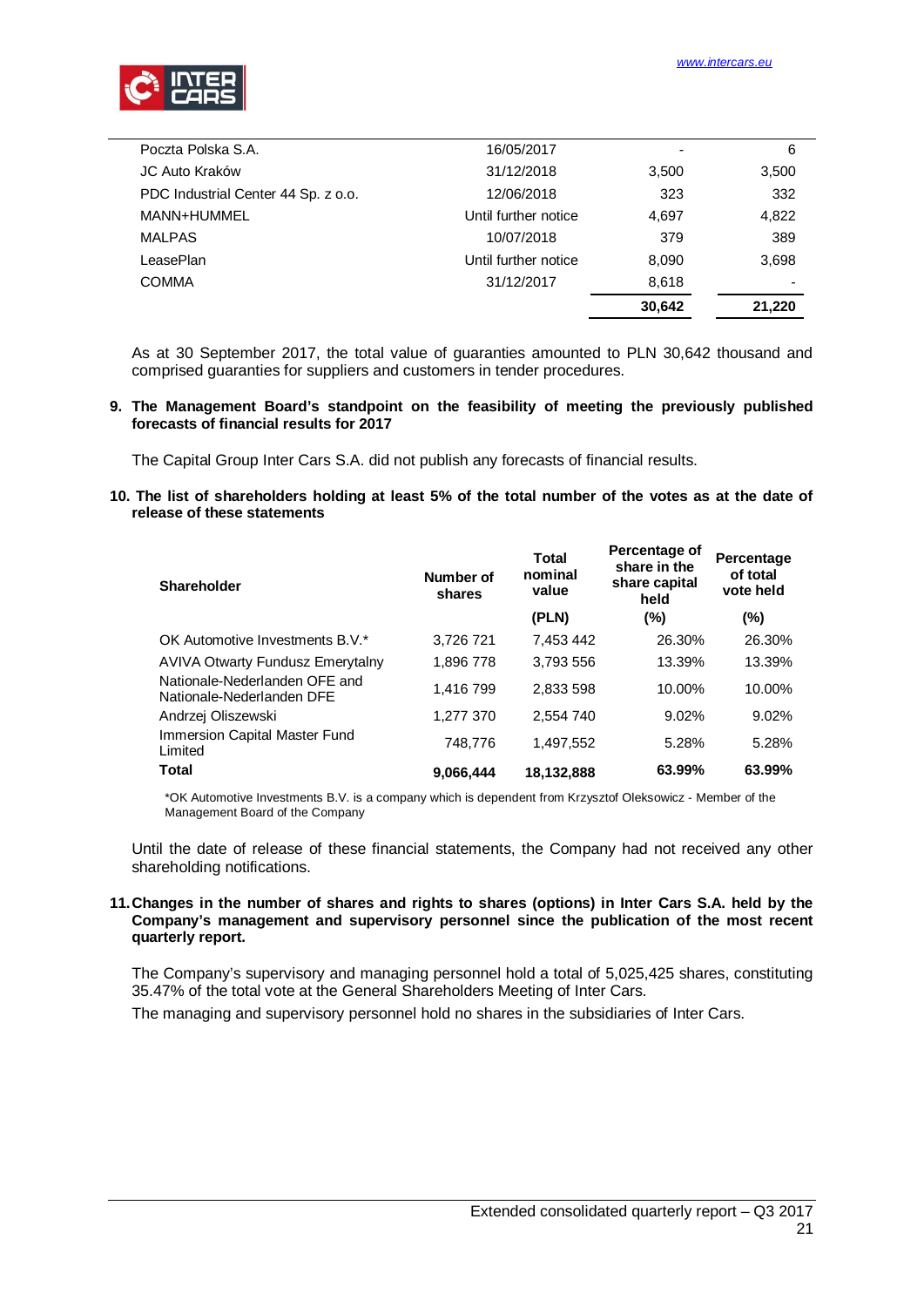| | | | |
|---|---|---|---|
| Poczta Polska S.A. | 16/05/2017 | - | 6 |
| JC Auto Kraków | 31/12/2018 | 3,500 | 3,500 |
| PDC Industrial Center 44 Sp. z o.o. | 12/06/2018 | 323 | 332 |
| MANN+HUMMEL | Until further notice | 4,697 | 4,822 |
| MALPAS | 10/07/2018 | 379 | 389 |
| LeasePlan | Until further notice | 8,090 | 3,698 |
| COMMA | 31/12/2017 | 8,618 | - |
| | | **30,642** | **21,220** |

As at 30 September 2017, the total value of guaranties amounted to PLN 30,642 thousand and comprised guaranties for suppliers and customers in tender procedures.

**9. The Management Board's standpoint on the feasibility of meeting the previously published forecasts of financial results for 2017**

The Capital Group Inter Cars S.A. did not publish any forecasts of financial results.

**10. The list of shareholders holding at least 5% of the total number of the votes as at the date of release of these statements**

| Shareholder | Number of shares | Total nominal value (PLN) | Percentage of share in the share capital held (%) | Percentage of total vote held (%) |
|---|---|---|---|---|
| OK Automotive Investments B.V.* | 3,726 721 | 7,453 442 | 26.30% | 26.30% |
| AVIVA Otwarty Fundusz Emerytalny | 1,896 778 | 3,793 556 | 13.39% | 13.39% |
| Nationale-Nederlanden OFE and Nationale-Nederlanden DFE | 1,416 799 | 2,833 598 | 10.00% | 10.00% |
| Andrzej Oliszewski | 1,277 370 | 2,554 740 | 9.02% | 9.02% |
| Immersion Capital Master Fund Limited | 748,776 | 1,497,552 | 5.28% | 5.28% |
| **Total** | **9,066,444** | **18,132,888** | **63.99%** | **63.99%** |

*OK Automotive Investments B.V. is a company which is dependent from Krzysztof Oleksowicz - Member of the Management Board of the Company

Until the date of release of these financial statements, the Company had not received any other shareholding notifications.

**11. Changes in the number of shares and rights to shares (options) in Inter Cars S.A. held by the Company's management and supervisory personnel since the publication of the most recent quarterly report.**

The Company's supervisory and managing personnel hold a total of 5,025,425 shares, constituting 35.47% of the total vote at the General Shareholders Meeting of Inter Cars.

The managing and supervisory personnel hold no shares in the subsidiaries of Inter Cars.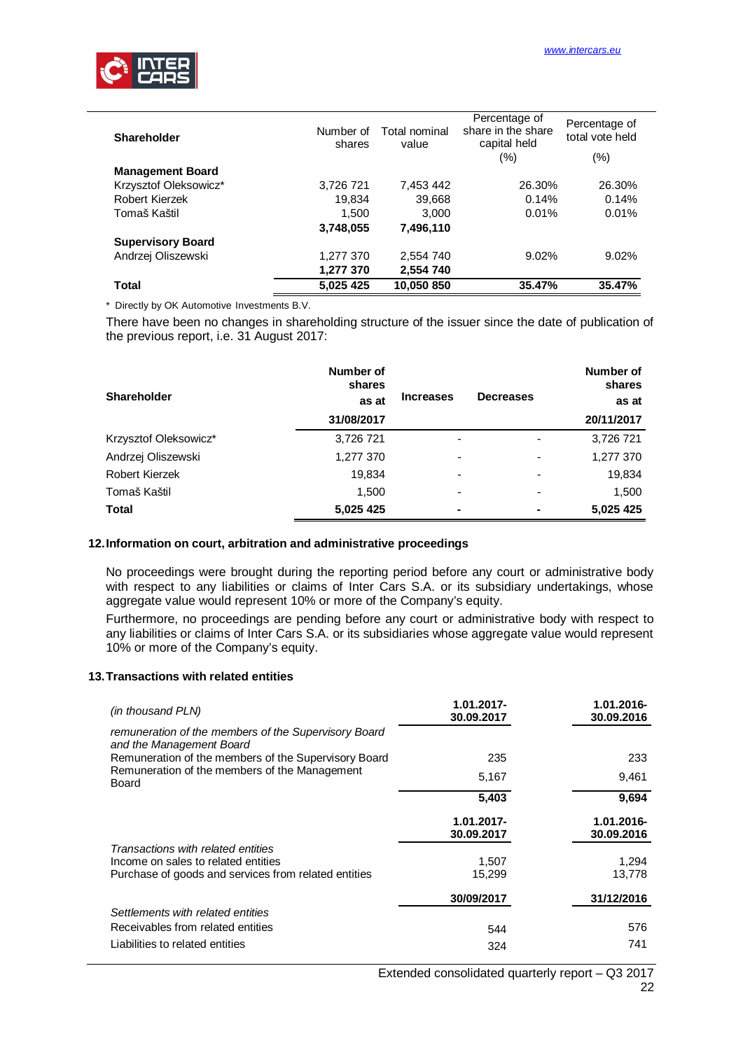| Shareholder | Number of shares | Total nominal value | Percentage of share in the share capital held (%) | Percentage of total vote held (%) |
|---|---|---|---|---|
| **Management Board** | | | | |
| Krzysztof Oleksowicz* | 3,726 721 | 7,453 442 | 26.30% | 26.30% |
| Robert Kierzek | 19,834 | 39,668 | 0.14% | 0.14% |
| Tomaš Kaštil | 1,500 | 3,000 | 0.01% | 0.01% |
| | **3,748,055** | **7,496,110** | | |
| **Supervisory Board** | | | | |
| Andrzej Oliszewski | 1,277 370 | 2,554 740 | 9.02% | 9.02% |
| | **1,277 370** | **2,554 740** | | |
| **Total** | **5,025 425** | **10,050 850** | **35.47%** | **35.47%** |

* Directly by OK Automotive Investments B.V.

There have been no changes in shareholding structure of the issuer since the date of publication of the previous report, i.e. 31 August 2017:

| Shareholder | Number of shares as at 31/08/2017 | Increases | Decreases | Number of shares as at 20/11/2017 |
|---|---|---|---|---|
| Krzysztof Oleksowicz* | 3,726 721 | - | - | 3,726 721 |
| Andrzej Oliszewski | 1,277 370 | - | - | 1,277 370 |
| Robert Kierzek | 19,834 | - | - | 19,834 |
| Tomaš Kaštil | 1,500 | - | - | 1,500 |
| **Total** | **5,025 425** | **-** | **-** | **5,025 425** |

## 12. Information on court, arbitration and administrative proceedings

No proceedings were brought during the reporting period before any court or administrative body with respect to any liabilities or claims of Inter Cars S.A. or its subsidiary undertakings, whose aggregate value would represent 10% or more of the Company's equity.

Furthermore, no proceedings are pending before any court or administrative body with respect to any liabilities or claims of Inter Cars S.A. or its subsidiaries whose aggregate value would represent 10% or more of the Company's equity.

## 13. Transactions with related entities

| *(in thousand PLN)* | 1.01.2017-30.09.2017 | 1.01.2016-30.09.2016 |
|---|---|---|
| *remuneration of the members of the Supervisory Board and the Management Board* | | |
| Remuneration of the members of the Supervisory Board | 235 | 233 |
| Remuneration of the members of the Management Board | 5,167 | 9,461 |
| | **5,403** | **9,694** |
| | **1.01.2017-30.09.2017** | **1.01.2016-30.09.2016** |
| *Transactions with related entities* | | |
| Income on sales to related entities | 1,507 | 1,294 |
| Purchase of goods and services from related entities | 15,299 | 13,778 |
| | **30/09/2017** | **31/12/2016** |
| *Settlements with related entities* | | |
| Receivables from related entities | 544 | 576 |
| Liabilities to related entities | 324 | 741 |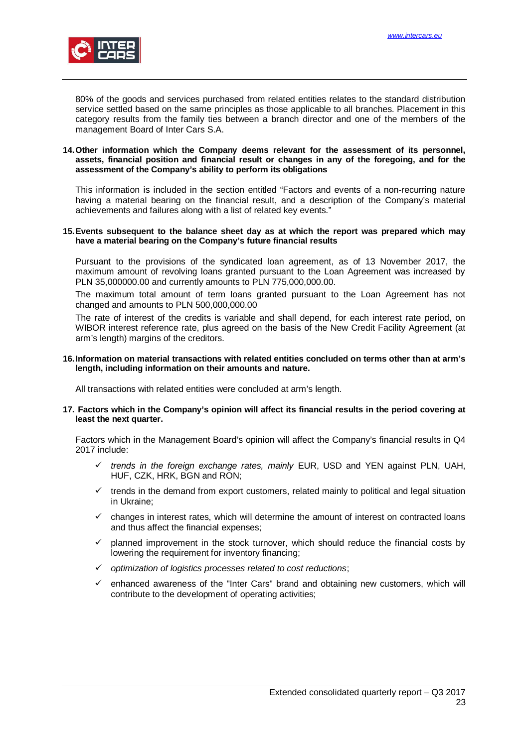80% of the goods and services purchased from related entities relates to the standard distribution service settled based on the same principles as those applicable to all branches. Placement in this category results from the family ties between a branch director and one of the members of the management Board of Inter Cars S.A.

**14. Other information which the Company deems relevant for the assessment of its personnel, assets, financial position and financial result or changes in any of the foregoing, and for the assessment of the Company's ability to perform its obligations**

This information is included in the section entitled "Factors and events of a non-recurring nature having a material bearing on the financial result, and a description of the Company's material achievements and failures along with a list of related key events."

**15. Events subsequent to the balance sheet day as at which the report was prepared which may have a material bearing on the Company's future financial results**

Pursuant to the provisions of the syndicated loan agreement, as of 13 November 2017, the maximum amount of revolving loans granted pursuant to the Loan Agreement was increased by PLN 35,000000.00 and currently amounts to PLN 775,000,000.00.

The maximum total amount of term loans granted pursuant to the Loan Agreement has not changed and amounts to PLN 500,000,000.00

The rate of interest of the credits is variable and shall depend, for each interest rate period, on WIBOR interest reference rate, plus agreed on the basis of the New Credit Facility Agreement (at arm's length) margins of the creditors.

**16. Information on material transactions with related entities concluded on terms other than at arm's length, including information on their amounts and nature.**

All transactions with related entities were concluded at arm's length.

**17. Factors which in the Company's opinion will affect its financial results in the period covering at least the next quarter.**

Factors which in the Management Board's opinion will affect the Company's financial results in Q4 2017 include:

- ✓ *trends in the foreign exchange rates, mainly* EUR, USD and YEN against PLN, UAH, HUF, CZK, HRK, BGN and RON;
- ✓ trends in the demand from export customers, related mainly to political and legal situation in Ukraine;
- ✓ changes in interest rates, which will determine the amount of interest on contracted loans and thus affect the financial expenses;
- ✓ planned improvement in the stock turnover, which should reduce the financial costs by lowering the requirement for inventory financing;
- ✓ *optimization of logistics processes related to cost reductions*;
- ✓ enhanced awareness of the "Inter Cars" brand and obtaining new customers, which will contribute to the development of operating activities;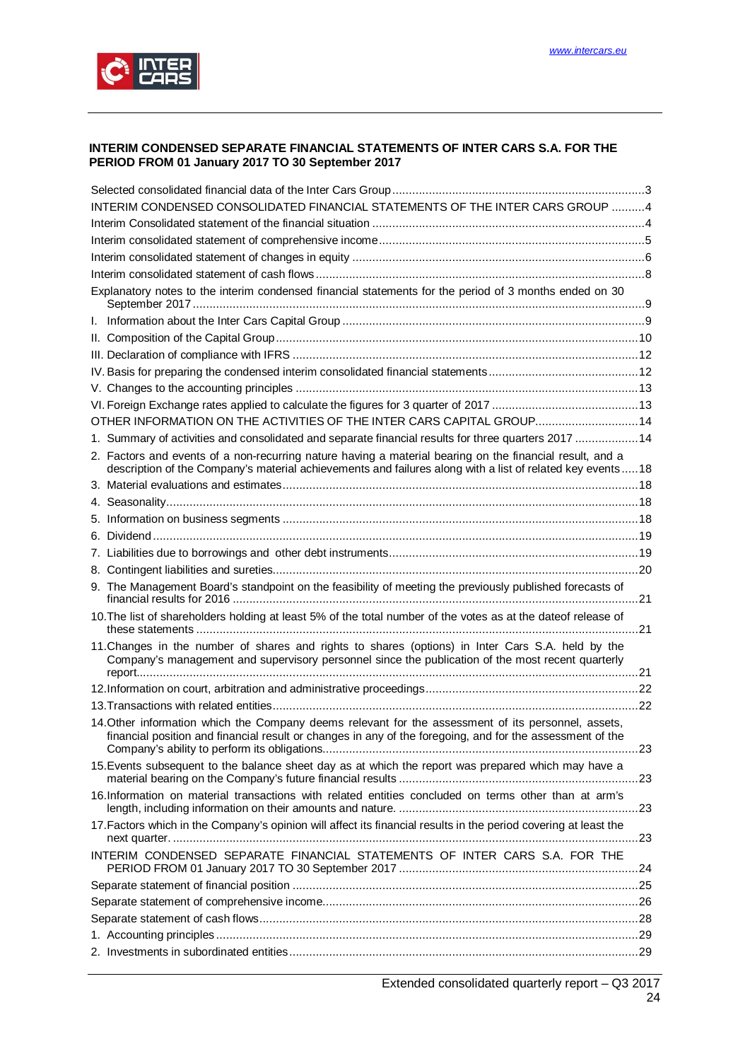## INTERIM CONDENSED SEPARATE FINANCIAL STATEMENTS OF INTER CARS S.A. FOR THE PERIOD FROM 01 January 2017 TO 30 September 2017

Selected consolidated financial data of the Inter Cars Group ........................................ 3
INTERIM CONDENSED CONSOLIDATED FINANCIAL STATEMENTS OF THE INTER CARS GROUP .......... 4
Interim Consolidated statement of the financial situation ........................................ 4
Interim consolidated statement of comprehensive income ........................................ 5
Interim consolidated statement of changes in equity ........................................ 6
Interim consolidated statement of cash flows ........................................ 8
Explanatory notes to the interim condensed financial statements for the period of 3 months ended on 30 September 2017 ........................................ 9
I. Information about the Inter Cars Capital Group ........................................ 9
II. Composition of the Capital Group ........................................ 10
III. Declaration of compliance with IFRS ........................................ 12
IV. Basis for preparing the condensed interim consolidated financial statements ........................................ 12
V. Changes to the accounting principles ........................................ 13
VI. Foreign Exchange rates applied to calculate the figures for 3 quarter of 2017 ........................................ 13
OTHER INFORMATION ON THE ACTIVITIES OF THE INTER CARS CAPITAL GROUP ........................................ 14
1. Summary of activities and consolidated and separate financial results for three quarters 2017 ........................................ 14
2. Factors and events of a non-recurring nature having a material bearing on the financial result, and a description of the Company's material achievements and failures along with a list of related key events ..... 18
3. Material evaluations and estimates ........................................ 18
4. Seasonality ........................................ 18
5. Information on business segments ........................................ 18
6. Dividend ........................................ 19
7. Liabilities due to borrowings and other debt instruments ........................................ 19
8. Contingent liabilities and sureties ........................................ 20
9. The Management Board's standpoint on the feasibility of meeting the previously published forecasts of financial results for 2016 ........................................ 21
10. The list of shareholders holding at least 5% of the total number of the votes as at the dateof release of these statements ........................................ 21
11. Changes in the number of shares and rights to shares (options) in Inter Cars S.A. held by the Company's management and supervisory personnel since the publication of the most recent quarterly report ........................................ 21
12. Information on court, arbitration and administrative proceedings ........................................ 22
13. Transactions with related entities ........................................ 22
14. Other information which the Company deems relevant for the assessment of its personnel, assets, financial position and financial result or changes in any of the foregoing, and for the assessment of the Company's ability to perform its obligations ........................................ 23
15. Events subsequent to the balance sheet day as at which the report was prepared which may have a material bearing on the Company's future financial results ........................................ 23
16. Information on material transactions with related entities concluded on terms other than at arm's length, including information on their amounts and nature. ........................................ 23
17. Factors which in the Company's opinion will affect its financial results in the period covering at least the next quarter. ........................................ 23
INTERIM CONDENSED SEPARATE FINANCIAL STATEMENTS OF INTER CARS S.A. FOR THE PERIOD FROM 01 January 2017 TO 30 September 2017 ........................................ 24
Separate statement of financial position ........................................ 25
Separate statement of comprehensive income ........................................ 26
Separate statement of cash flows ........................................ 28
1. Accounting principles ........................................ 29
2. Investments in subordinated entities ........................................ 29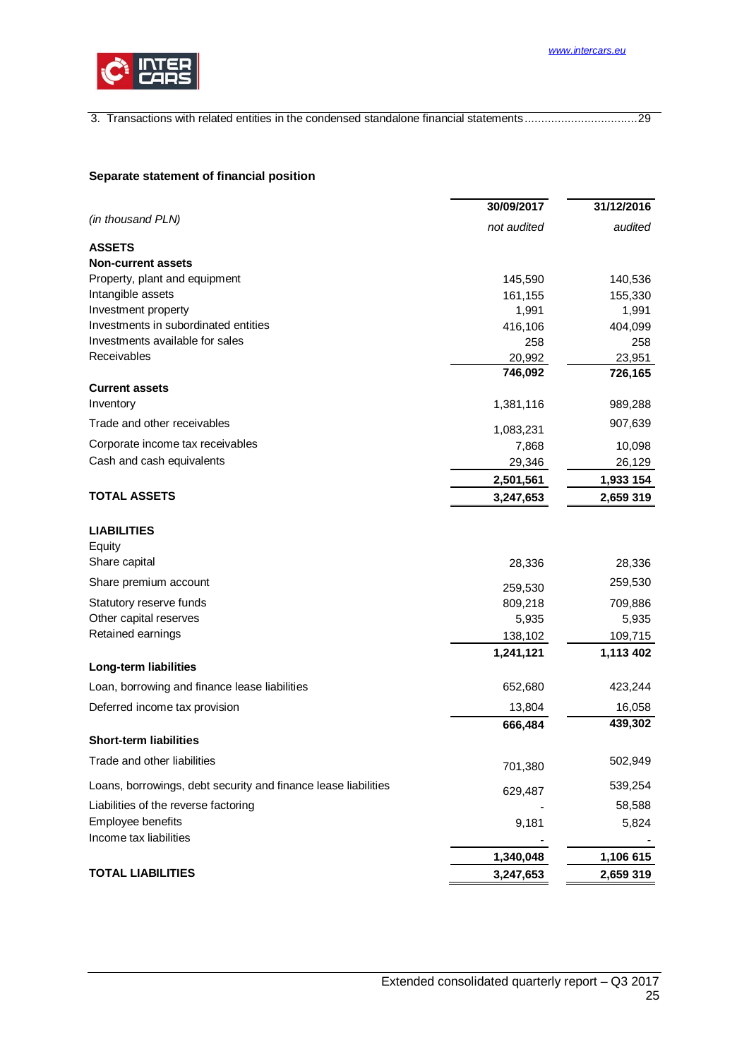3. Transactions with related entities in the condensed standalone financial statements.................................29

**Separate statement of financial position**

| *(in thousand PLN)* | 30/09/2017 *not audited* | 31/12/2016 *audited* |
|---|---|---|
| **ASSETS** | | |
| **Non-current assets** | | |
| Property, plant and equipment | 145,590 | 140,536 |
| Intangible assets | 161,155 | 155,330 |
| Investment property | 1,991 | 1,991 |
| Investments in subordinated entities | 416,106 | 404,099 |
| Investments available for sales | 258 | 258 |
| Receivables | 20,992 | 23,951 |
| | **746,092** | **726,165** |
| **Current assets** | | |
| Inventory | 1,381,116 | 989,288 |
| Trade and other receivables | 1,083,231 | 907,639 |
| Corporate income tax receivables | 7,868 | 10,098 |
| Cash and cash equivalents | 29,346 | 26,129 |
| | **2,501,561** | **1,933 154** |
| **TOTAL ASSETS** | **3,247,653** | **2,659 319** |
| | | |
| **LIABILITIES** | | |
| Equity | | |
| Share capital | 28,336 | 28,336 |
| Share premium account | 259,530 | 259,530 |
| Statutory reserve funds | 809,218 | 709,886 |
| Other capital reserves | 5,935 | 5,935 |
| Retained earnings | 138,102 | 109,715 |
| | **1,241,121** | **1,113 402** |
| **Long-term liabilities** | | |
| Loan, borrowing and finance lease liabilities | 652,680 | 423,244 |
| Deferred income tax provision | 13,804 | 16,058 |
| | **666,484** | **439,302** |
| **Short-term liabilities** | | |
| Trade and other liabilities | 701,380 | 502,949 |
| Loans, borrowings, debt security and finance lease liabilities | 629,487 | 539,254 |
| Liabilities of the reverse factoring | - | 58,588 |
| Employee benefits | 9,181 | 5,824 |
| Income tax liabilities | - | - |
| | **1,340,048** | **1,106 615** |
| **TOTAL LIABILITIES** | **3,247,653** | **2,659 319** |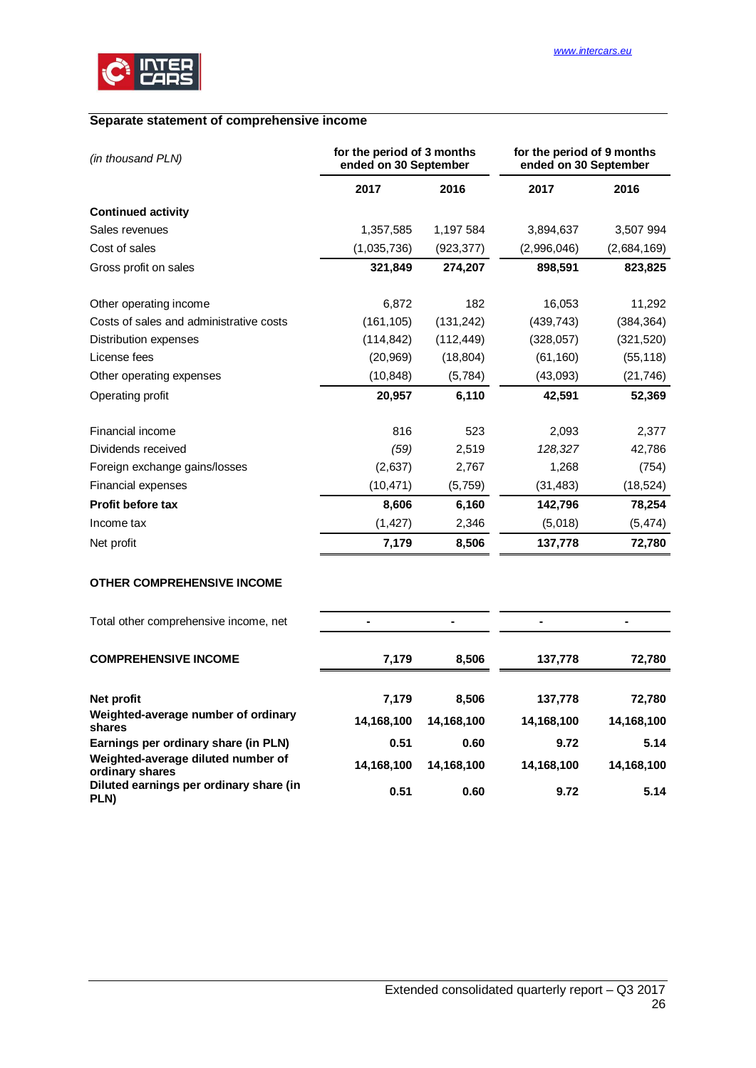## Separate statement of comprehensive income

| *(in thousand PLN)* | for the period of 3 months ended on 30 September | | for the period of 9 months ended on 30 September | |
|---|---|---|---|---|
| | **2017** | **2016** | **2017** | **2016** |
| **Continued activity** | | | | |
| Sales revenues | 1,357,585 | 1,197 584 | 3,894,637 | 3,507 994 |
| Cost of sales | (1,035,736) | (923,377) | (2,996,046) | (2,684,169) |
| Gross profit on sales | **321,849** | **274,207** | **898,591** | **823,825** |
| Other operating income | 6,872 | 182 | 16,053 | 11,292 |
| Costs of sales and administrative costs | (161,105) | (131,242) | (439,743) | (384,364) |
| Distribution expenses | (114,842) | (112,449) | (328,057) | (321,520) |
| License fees | (20,969) | (18,804) | (61,160) | (55,118) |
| Other operating expenses | (10,848) | (5,784) | (43,093) | (21,746) |
| Operating profit | **20,957** | **6,110** | **42,591** | **52,369** |
| Financial income | 816 | 523 | 2,093 | 2,377 |
| Dividends received | *(59)* | 2,519 | *128,327* | 42,786 |
| Foreign exchange gains/losses | (2,637) | 2,767 | 1,268 | (754) |
| Financial expenses | (10,471) | (5,759) | (31,483) | (18,524) |
| **Profit before tax** | **8,606** | **6,160** | **142,796** | **78,254** |
| Income tax | (1,427) | 2,346 | (5,018) | (5,474) |
| Net profit | **7,179** | **8,506** | **137,778** | **72,780** |
| **OTHER COMPREHENSIVE INCOME** | | | | |
| Total other comprehensive income, net | **-** | **-** | **-** | **-** |
| **COMPREHENSIVE INCOME** | **7,179** | **8,506** | **137,778** | **72,780** |
| **Net profit** | **7,179** | **8,506** | **137,778** | **72,780** |
| **Weighted-average number of ordinary shares** | **14,168,100** | **14,168,100** | **14,168,100** | **14,168,100** |
| **Earnings per ordinary share (in PLN)** | **0.51** | **0.60** | **9.72** | **5.14** |
| **Weighted-average diluted number of ordinary shares** | **14,168,100** | **14,168,100** | **14,168,100** | **14,168,100** |
| **Diluted earnings per ordinary share (in PLN)** | **0.51** | **0.60** | **9.72** | **5.14** |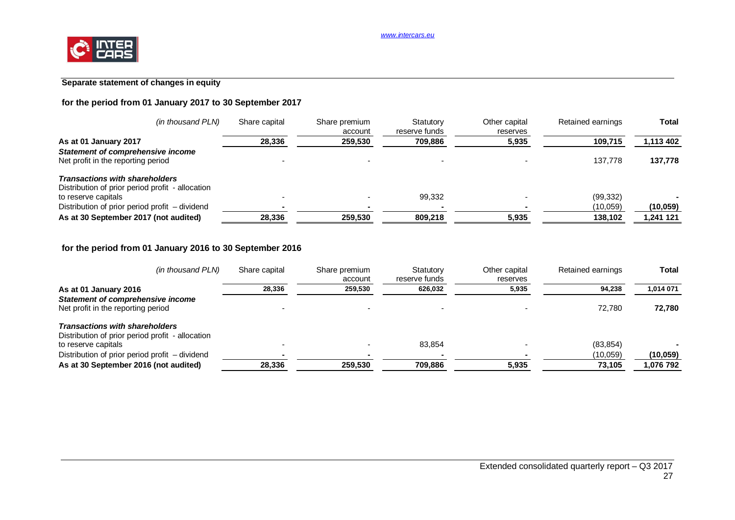## Separate statement of changes in equity

### for the period from 01 January 2017 to 30 September 2017

| *(in thousand PLN)* | Share capital | Share premium account | Statutory reserve funds | Other capital reserves | Retained earnings | **Total** |
|---|---|---|---|---|---|---|
| **As at 01 January 2017** | **28,336** | **259,530** | **709,886** | **5,935** | **109,715** | **1,113 402** |
| ***Statement of comprehensive income*** | | | | | | |
| Net profit in the reporting period | - | - | - | - | 137,778 | **137,778** |
| ***Transactions with shareholders*** | | | | | | |
| Distribution of prior period profit - allocation to reserve capitals | - | - | 99,332 | - | (99,332) | **-** |
| Distribution of prior period profit – dividend | **-** | **-** | **-** | **-** | (10,059) | **(10,059)** |
| **As at 30 September 2017 (not audited)** | **28,336** | **259,530** | **809,218** | **5,935** | **138,102** | **1,241 121** |

### for the period from 01 January 2016 to 30 September 2016

| *(in thousand PLN)* | Share capital | Share premium account | Statutory reserve funds | Other capital reserves | Retained earnings | **Total** |
|---|---|---|---|---|---|---|
| **As at 01 January 2016** | **28,336** | **259,530** | **626,032** | **5,935** | **94,238** | **1,014 071** |
| ***Statement of comprehensive income*** | | | | | | |
| Net profit in the reporting period | - | - | - | - | 72,780 | **72,780** |
| ***Transactions with shareholders*** | | | | | | |
| Distribution of prior period profit - allocation to reserve capitals | - | - | 83,854 | - | (83,854) | **-** |
| Distribution of prior period profit – dividend | **-** | **-** | **-** | **-** | (10,059) | **(10,059)** |
| **As at 30 September 2016 (not audited)** | **28,336** | **259,530** | **709,886** | **5,935** | **73,105** | **1,076 792** |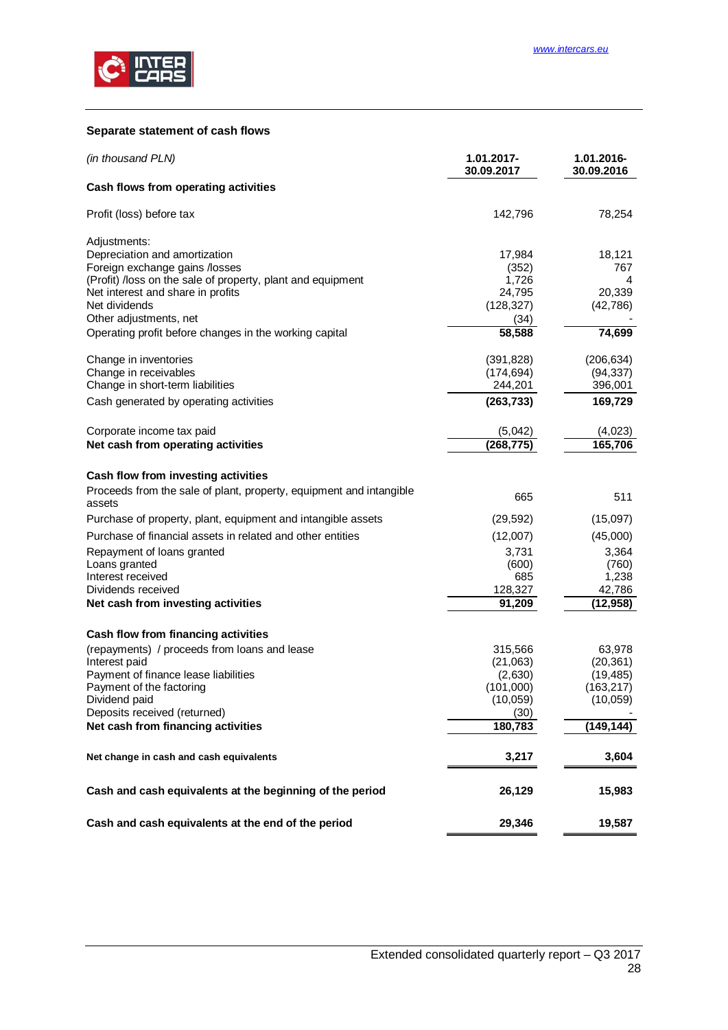## Separate statement of cash flows

| *(in thousand PLN)* | 1.01.2017-30.09.2017 | 1.01.2016-30.09.2016 |
|---|---|---|
| **Cash flows from operating activities** | | |
| Profit (loss) before tax | 142,796 | 78,254 |
| Adjustments: | | |
| Depreciation and amortization | 17,984 | 18,121 |
| Foreign exchange gains /losses | (352) | 767 |
| (Profit) /loss on the sale of property, plant and equipment | 1,726 | 4 |
| Net interest and share in profits | 24,795 | 20,339 |
| Net dividends | (128,327) | (42,786) |
| Other adjustments, net | (34) | - |
| Operating profit before changes in the working capital | **58,588** | **74,699** |
| Change in inventories | (391,828) | (206,634) |
| Change in receivables | (174,694) | (94,337) |
| Change in short-term liabilities | 244,201 | 396,001 |
| Cash generated by operating activities | **(263,733)** | **169,729** |
| Corporate income tax paid | (5,042) | (4,023) |
| **Net cash from operating activities** | **(268,775)** | **165,706** |
| **Cash flow from investing activities** | | |
| Proceeds from the sale of plant, property, equipment and intangible assets | 665 | 511 |
| Purchase of property, plant, equipment and intangible assets | (29,592) | (15,097) |
| Purchase of financial assets in related and other entities | (12,007) | (45,000) |
| Repayment of loans granted | 3,731 | 3,364 |
| Loans granted | (600) | (760) |
| Interest received | 685 | 1,238 |
| Dividends received | 128,327 | 42,786 |
| **Net cash from investing activities** | **91,209** | **(12,958)** |
| **Cash flow from financing activities** | | |
| (repayments) / proceeds from loans and lease | 315,566 | 63,978 |
| Interest paid | (21,063) | (20,361) |
| Payment of finance lease liabilities | (2,630) | (19,485) |
| Payment of the factoring | (101,000) | (163,217) |
| Dividend paid | (10,059) | (10,059) |
| Deposits received (returned) | (30) | - |
| **Net cash from financing activities** | **180,783** | **(149,144)** |
| **Net change in cash and cash equivalents** | **3,217** | **3,604** |
| **Cash and cash equivalents at the beginning of the period** | **26,129** | **15,983** |
| **Cash and cash equivalents at the end of the period** | **29,346** | **19,587** |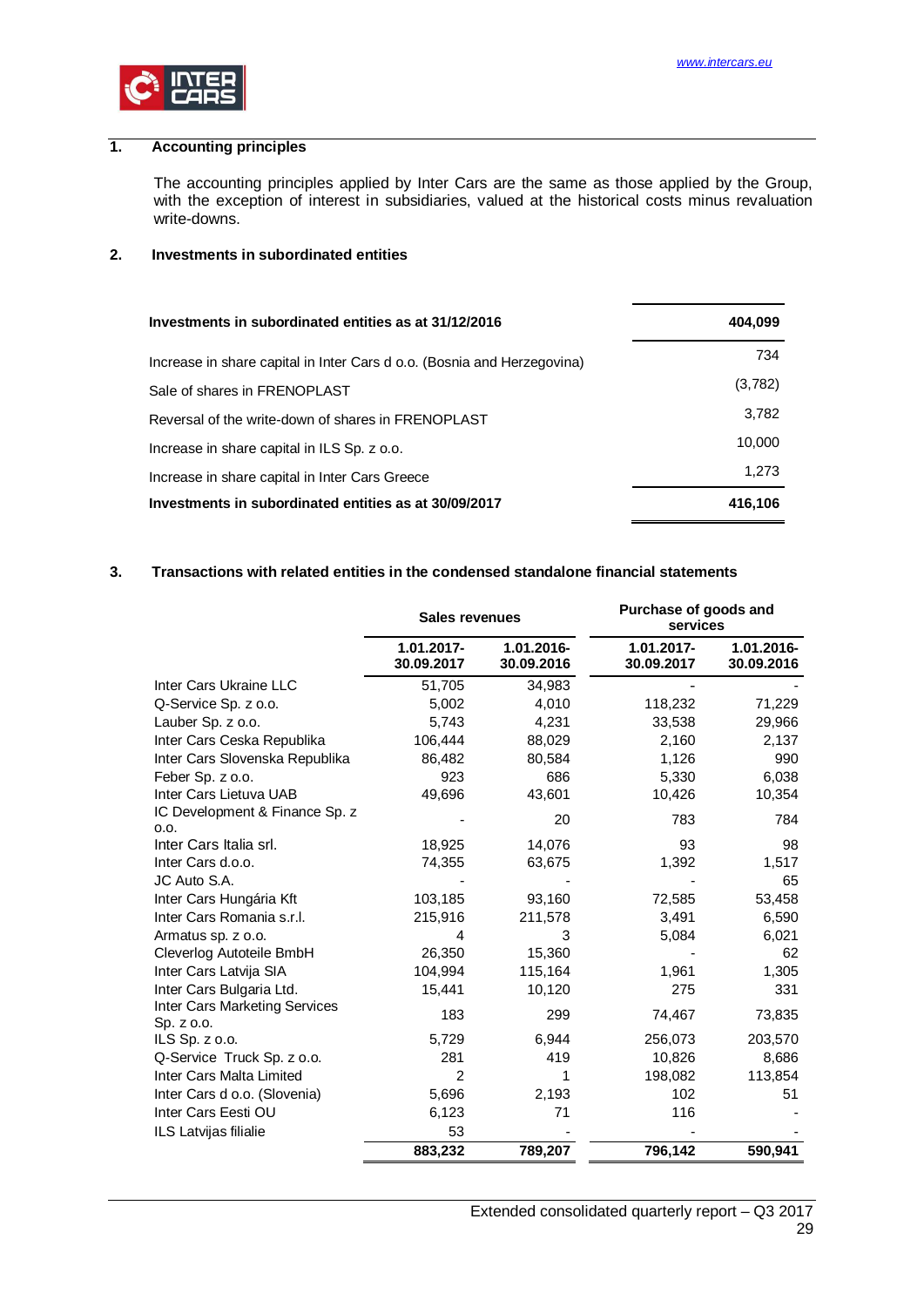## 1. Accounting principles

The accounting principles applied by Inter Cars are the same as those applied by the Group, with the exception of interest in subsidiaries, valued at the historical costs minus revaluation write-downs.

## 2. Investments in subordinated entities

| | |
|---|---|
| **Investments in subordinated entities as at 31/12/2016** | **404,099** |
| Increase in share capital in Inter Cars d o.o. (Bosnia and Herzegovina) | 734 |
| Sale of shares in FRENOPLAST | (3,782) |
| Reversal of the write-down of shares in FRENOPLAST | 3,782 |
| Increase in share capital in ILS Sp. z o.o. | 10,000 |
| Increase in share capital in Inter Cars Greece | 1,273 |
| **Investments in subordinated entities as at 30/09/2017** | **416,106** |

## 3. Transactions with related entities in the condensed standalone financial statements

| | Sales revenues | | Purchase of goods and services | |
|---|---|---|---|---|
| | 1.01.2017-30.09.2017 | 1.01.2016-30.09.2016 | 1.01.2017-30.09.2017 | 1.01.2016-30.09.2016 |
| Inter Cars Ukraine LLC | 51,705 | 34,983 | - | - |
| Q-Service Sp. z o.o. | 5,002 | 4,010 | 118,232 | 71,229 |
| Lauber Sp. z o.o. | 5,743 | 4,231 | 33,538 | 29,966 |
| Inter Cars Ceska Republika | 106,444 | 88,029 | 2,160 | 2,137 |
| Inter Cars Slovenska Republika | 86,482 | 80,584 | 1,126 | 990 |
| Feber Sp. z o.o. | 923 | 686 | 5,330 | 6,038 |
| Inter Cars Lietuva UAB | 49,696 | 43,601 | 10,426 | 10,354 |
| IC Development & Finance Sp. z o.o. | - | 20 | 783 | 784 |
| Inter Cars Italia srl. | 18,925 | 14,076 | 93 | 98 |
| Inter Cars d.o.o. | 74,355 | 63,675 | 1,392 | 1,517 |
| JC Auto S.A. | - | - | - | 65 |
| Inter Cars Hungária Kft | 103,185 | 93,160 | 72,585 | 53,458 |
| Inter Cars Romania s.r.l. | 215,916 | 211,578 | 3,491 | 6,590 |
| Armatus sp. z o.o. | 4 | 3 | 5,084 | 6,021 |
| Cleverlog Autoteile BmbH | 26,350 | 15,360 | - | 62 |
| Inter Cars Latvija SIA | 104,994 | 115,164 | 1,961 | 1,305 |
| Inter Cars Bulgaria Ltd. | 15,441 | 10,120 | 275 | 331 |
| Inter Cars Marketing Services Sp. z o.o. | 183 | 299 | 74,467 | 73,835 |
| ILS Sp. z o.o. | 5,729 | 6,944 | 256,073 | 203,570 |
| Q-Service Truck Sp. z o.o. | 281 | 419 | 10,826 | 8,686 |
| Inter Cars Malta Limited | 2 | 1 | 198,082 | 113,854 |
| Inter Cars d o.o. (Slovenia) | 5,696 | 2,193 | 102 | 51 |
| Inter Cars Eesti OU | 6,123 | 71 | 116 | - |
| ILS Latvijas filialie | 53 | - | - | - |
| | **883,232** | **789,207** | **796,142** | **590,941** |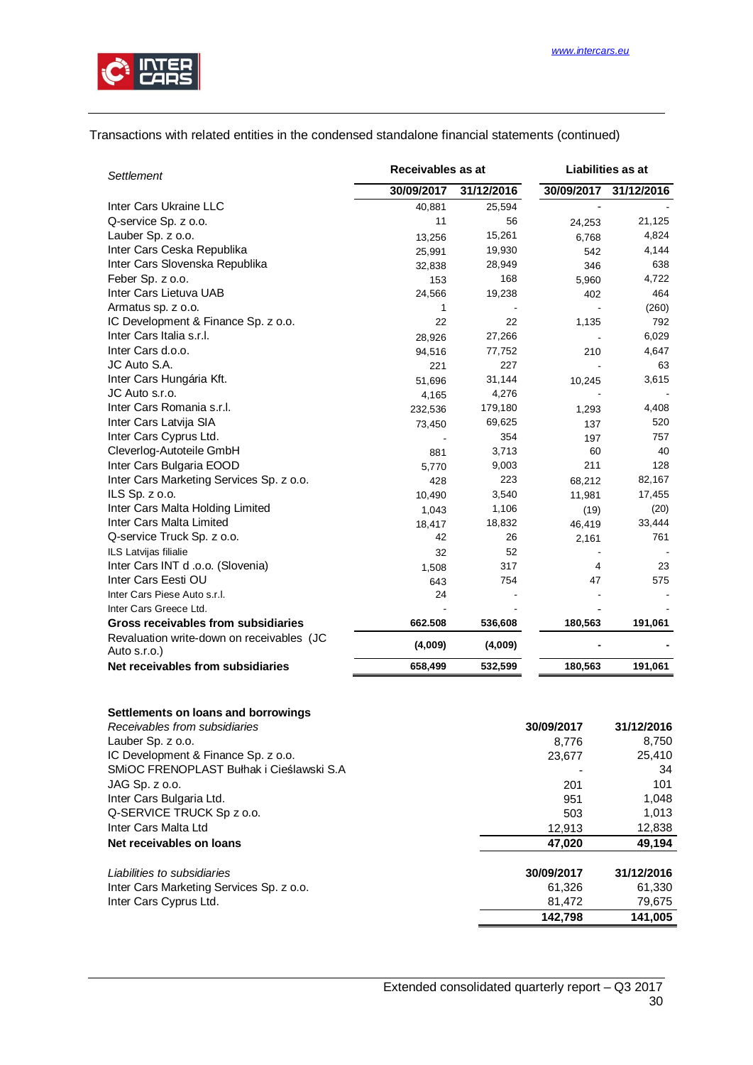Transactions with related entities in the condensed standalone financial statements (continued)

| *Settlement* | Receivables as at | | Liabilities as at | |
|---|---|---|---|---|
| | **30/09/2017** | **31/12/2016** | **30/09/2017** | **31/12/2016** |
| Inter Cars Ukraine LLC | 40,881 | 25,594 | - | - |
| Q-service Sp. z o.o. | 11 | 56 | 24,253 | 21,125 |
| Lauber Sp. z o.o. | 13,256 | 15,261 | 6,768 | 4,824 |
| Inter Cars Ceska Republika | 25,991 | 19,930 | 542 | 4,144 |
| Inter Cars Slovenska Republika | 32,838 | 28,949 | 346 | 638 |
| Feber Sp. z o.o. | 153 | 168 | 5,960 | 4,722 |
| Inter Cars Lietuva UAB | 24,566 | 19,238 | 402 | 464 |
| Armatus sp. z o.o. | 1 | - | - | (260) |
| IC Development & Finance Sp. z o.o. | 22 | 22 | 1,135 | 792 |
| Inter Cars Italia s.r.l. | 28,926 | 27,266 | - | 6,029 |
| Inter Cars d.o.o. | 94,516 | 77,752 | 210 | 4,647 |
| JC Auto S.A. | 221 | 227 | - | 63 |
| Inter Cars Hungária Kft. | 51,696 | 31,144 | 10,245 | 3,615 |
| JC Auto s.r.o. | 4,165 | 4,276 | - | - |
| Inter Cars Romania s.r.l. | 232,536 | 179,180 | 1,293 | 4,408 |
| Inter Cars Latvija SIA | 73,450 | 69,625 | 137 | 520 |
| Inter Cars Cyprus Ltd. | - | 354 | 197 | 757 |
| Cleverlog-Autoteile GmbH | 881 | 3,713 | 60 | 40 |
| Inter Cars Bulgaria EOOD | 5,770 | 9,003 | 211 | 128 |
| Inter Cars Marketing Services Sp. z o.o. | 428 | 223 | 68,212 | 82,167 |
| ILS Sp. z o.o. | 10,490 | 3,540 | 11,981 | 17,455 |
| Inter Cars Malta Holding Limited | 1,043 | 1,106 | (19) | (20) |
| Inter Cars Malta Limited | 18,417 | 18,832 | 46,419 | 33,444 |
| Q-service Truck Sp. z o.o. | 42 | 26 | 2,161 | 761 |
| ILS Latvijas filialie | 32 | 52 | - | - |
| Inter Cars INT d .o.o. (Slovenia) | 1,508 | 317 | 4 | 23 |
| Inter Cars Eesti OU | 643 | 754 | 47 | 575 |
| Inter Cars Piese Auto s.r.l. | 24 | - | - | - |
| Inter Cars Greece Ltd. | - | - | - | - |
| **Gross receivables from subsidiaries** | **662.508** | **536,608** | **180,563** | **191,061** |
| Revaluation write-down on receivables (JC Auto s.r.o.) | **(4,009)** | **(4,009)** | **-** | **-** |
| **Net receivables from subsidiaries** | **658,499** | **532,599** | **180,563** | **191,061** |

**Settlements on loans and borrowings**

| *Receivables from subsidiaries* | **30/09/2017** | **31/12/2016** |
|---|---|---|
| Lauber Sp. z o.o. | 8,776 | 8,750 |
| IC Development & Finance Sp. z o.o. | 23,677 | 25,410 |
| SMiOC FRENOPLAST Bułhak i Cieślawski S.A | - | 34 |
| JAG Sp. z o.o. | 201 | 101 |
| Inter Cars Bulgaria Ltd. | 951 | 1,048 |
| Q-SERVICE TRUCK Sp z o.o. | 503 | 1,013 |
| Inter Cars Malta Ltd | 12,913 | 12,838 |
| **Net receivables on loans** | **47,020** | **49,194** |

| *Liabilities to subsidiaries* | **30/09/2017** | **31/12/2016** |
|---|---|---|
| Inter Cars Marketing Services Sp. z o.o. | 61,326 | 61,330 |
| Inter Cars Cyprus Ltd. | 81,472 | 79,675 |
| | **142,798** | **141,005** |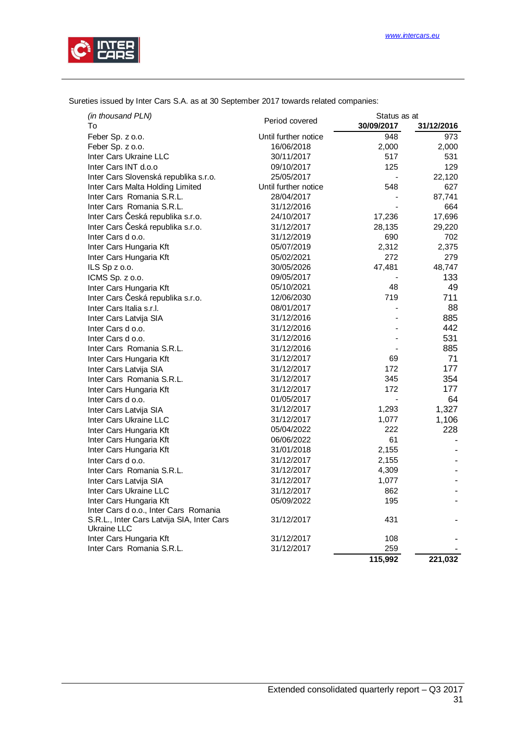Sureties issued by Inter Cars S.A. as at 30 September 2017 towards related companies:

| *(in thousand PLN)* To | Period covered | Status as at 30/09/2017 | 31/12/2016 |
|---|---|---|---|
| Feber Sp. z o.o. | Until further notice | 948 | 973 |
| Feber Sp. z o.o. | 16/06/2018 | 2,000 | 2,000 |
| Inter Cars Ukraine LLC | 30/11/2017 | 517 | 531 |
| Inter Cars INT d.o.o | 09/10/2017 | 125 | 129 |
| Inter Cars Slovenská republika s.r.o. | 25/05/2017 | - | 22,120 |
| Inter Cars Malta Holding Limited | Until further notice | 548 | 627 |
| Inter Cars Romania S.R.L. | 28/04/2017 | - | 87,741 |
| Inter Cars Romania S.R.L. | 31/12/2016 | - | 664 |
| Inter Cars Česká republika s.r.o. | 24/10/2017 | 17,236 | 17,696 |
| Inter Cars Česká republika s.r.o. | 31/12/2017 | 28,135 | 29,220 |
| Inter Cars d o.o. | 31/12/2019 | 690 | 702 |
| Inter Cars Hungaria Kft | 05/07/2019 | 2,312 | 2,375 |
| Inter Cars Hungaria Kft | 05/02/2021 | 272 | 279 |
| ILS Sp z o.o. | 30/05/2026 | 47,481 | 48,747 |
| ICMS Sp. z o.o. | 09/05/2017 | - | 133 |
| Inter Cars Hungaria Kft | 05/10/2021 | 48 | 49 |
| Inter Cars Česká republika s.r.o. | 12/06/2030 | 719 | 711 |
| Inter Cars Italia s.r.l. | 08/01/2017 | - | 88 |
| Inter Cars Latvija SIA | 31/12/2016 | - | 885 |
| Inter Cars d o.o. | 31/12/2016 | - | 442 |
| Inter Cars d o.o. | 31/12/2016 | - | 531 |
| Inter Cars Romania S.R.L. | 31/12/2016 | - | 885 |
| Inter Cars Hungaria Kft | 31/12/2017 | 69 | 71 |
| Inter Cars Latvija SIA | 31/12/2017 | 172 | 177 |
| Inter Cars Romania S.R.L. | 31/12/2017 | 345 | 354 |
| Inter Cars Hungaria Kft | 31/12/2017 | 172 | 177 |
| Inter Cars d o.o. | 01/05/2017 | - | 64 |
| Inter Cars Latvija SIA | 31/12/2017 | 1,293 | 1,327 |
| Inter Cars Ukraine LLC | 31/12/2017 | 1,077 | 1,106 |
| Inter Cars Hungaria Kft | 05/04/2022 | 222 | 228 |
| Inter Cars Hungaria Kft | 06/06/2022 | 61 | - |
| Inter Cars Hungaria Kft | 31/01/2018 | 2,155 | - |
| Inter Cars d o.o. | 31/12/2017 | 2,155 | - |
| Inter Cars Romania S.R.L. | 31/12/2017 | 4,309 | - |
| Inter Cars Latvija SIA | 31/12/2017 | 1,077 | - |
| Inter Cars Ukraine LLC | 31/12/2017 | 862 | - |
| Inter Cars Hungaria Kft | 05/09/2022 | 195 | - |
| Inter Cars d o.o., Inter Cars Romania S.R.L., Inter Cars Latvija SIA, Inter Cars Ukraine LLC | 31/12/2017 | 431 | - |
| Inter Cars Hungaria Kft | 31/12/2017 | 108 | - |
| Inter Cars Romania S.R.L. | 31/12/2017 | 259 | - |
| | | **115,992** | **221,032** |